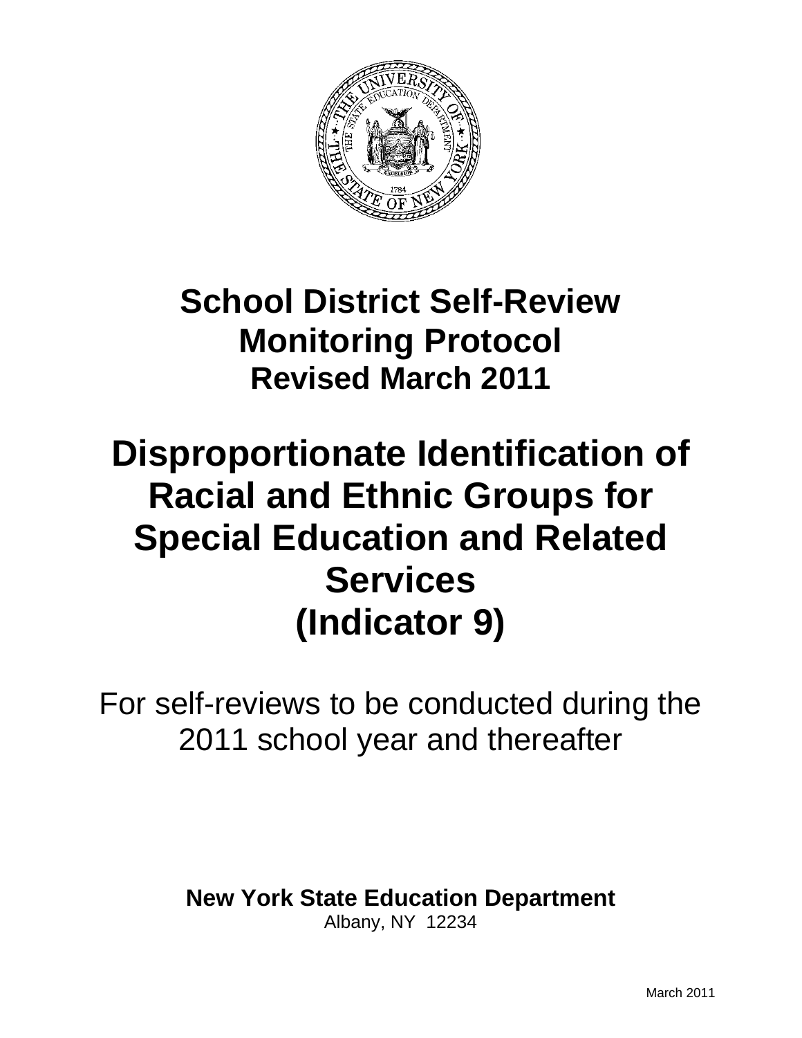# School District Self-Review Monitoring Protocol

## Revised March 2011

# Disproportionate Identification of Racial and Ethnic Groups for Special Education and Related Services (Indicator 9)

For self-reviews to be conducted during the 2011 school year and thereafter

**New York State Education Department**
Albany, NY 12234

March 2011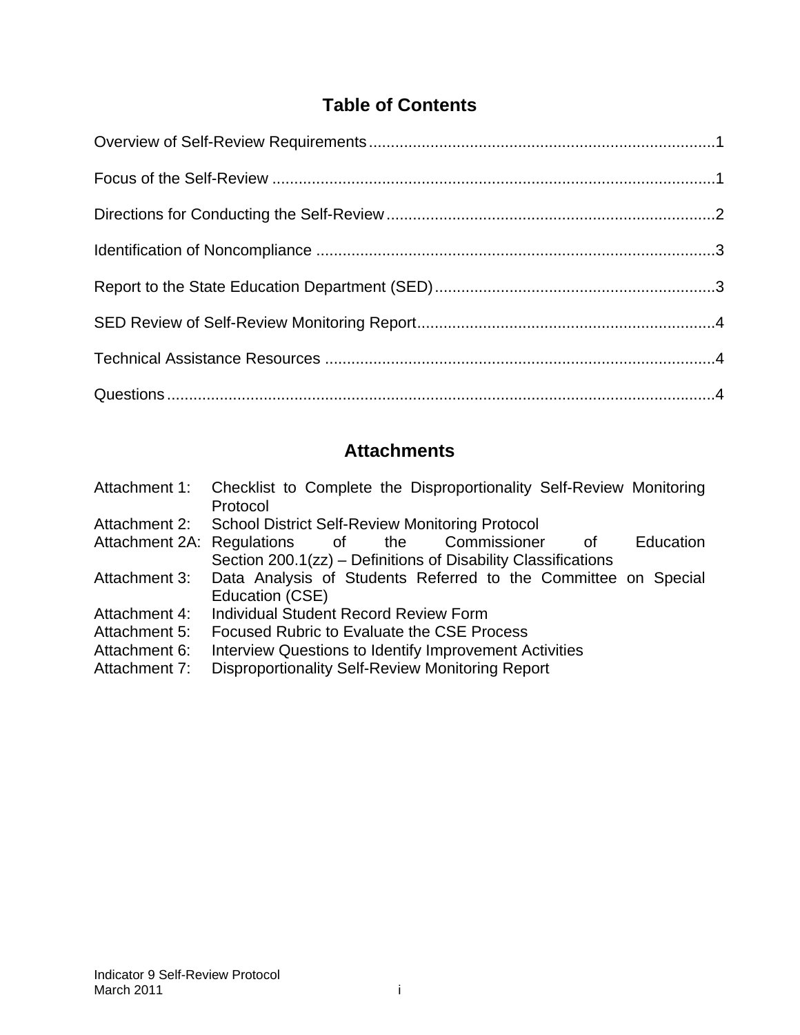## Table of Contents

Overview of Self-Review Requirements..............................................................................1

Focus of the Self-Review .....................................................................................................1

Directions for Conducting the Self-Review..........................................................................2

Identification of Noncompliance ..........................................................................................3

Report to the State Education Department (SED)...............................................................3

SED Review of Self-Review Monitoring Report...................................................................4

Technical Assistance Resources ........................................................................................4

Questions............................................................................................................................4

## Attachments

| | |
|---|---|
| Attachment 1: | Checklist to Complete the Disproportionality Self-Review Monitoring Protocol |
| Attachment 2: | School District Self-Review Monitoring Protocol |
| Attachment 2A: | Regulations of the Commissioner of Education Section 200.1(zz) – Definitions of Disability Classifications |
| Attachment 3: | Data Analysis of Students Referred to the Committee on Special Education (CSE) |
| Attachment 4: | Individual Student Record Review Form |
| Attachment 5: | Focused Rubric to Evaluate the CSE Process |
| Attachment 6: | Interview Questions to Identify Improvement Activities |
| Attachment 7: | Disproportionality Self-Review Monitoring Report |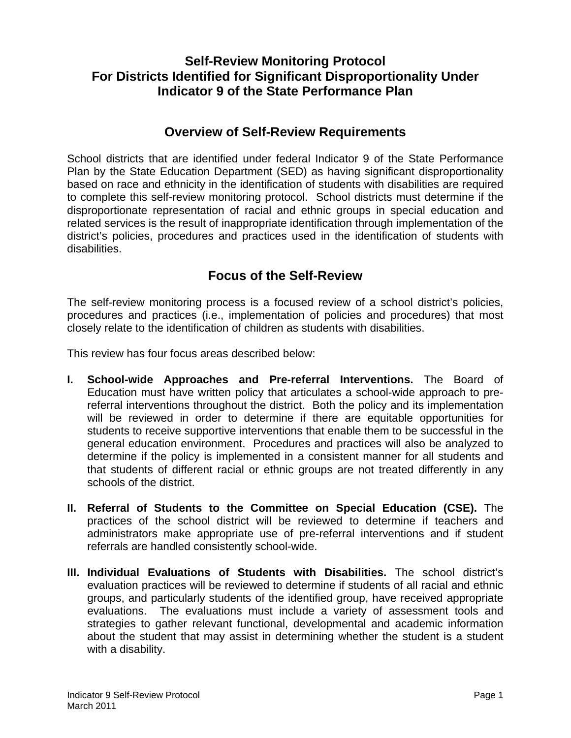# Self-Review Monitoring Protocol For Districts Identified for Significant Disproportionality Under Indicator 9 of the State Performance Plan

## Overview of Self-Review Requirements

School districts that are identified under federal Indicator 9 of the State Performance Plan by the State Education Department (SED) as having significant disproportionality based on race and ethnicity in the identification of students with disabilities are required to complete this self-review monitoring protocol. School districts must determine if the disproportionate representation of racial and ethnic groups in special education and related services is the result of inappropriate identification through implementation of the district's policies, procedures and practices used in the identification of students with disabilities.

## Focus of the Self-Review

The self-review monitoring process is a focused review of a school district's policies, procedures and practices (i.e., implementation of policies and procedures) that most closely relate to the identification of children as students with disabilities.

This review has four focus areas described below:

I. **School-wide Approaches and Pre-referral Interventions.** The Board of Education must have written policy that articulates a school-wide approach to pre-referral interventions throughout the district. Both the policy and its implementation will be reviewed in order to determine if there are equitable opportunities for students to receive supportive interventions that enable them to be successful in the general education environment. Procedures and practices will also be analyzed to determine if the policy is implemented in a consistent manner for all students and that students of different racial or ethnic groups are not treated differently in any schools of the district.

II. **Referral of Students to the Committee on Special Education (CSE).** The practices of the school district will be reviewed to determine if teachers and administrators make appropriate use of pre-referral interventions and if student referrals are handled consistently school-wide.

III. **Individual Evaluations of Students with Disabilities.** The school district's evaluation practices will be reviewed to determine if students of all racial and ethnic groups, and particularly students of the identified group, have received appropriate evaluations. The evaluations must include a variety of assessment tools and strategies to gather relevant functional, developmental and academic information about the student that may assist in determining whether the student is a student with a disability.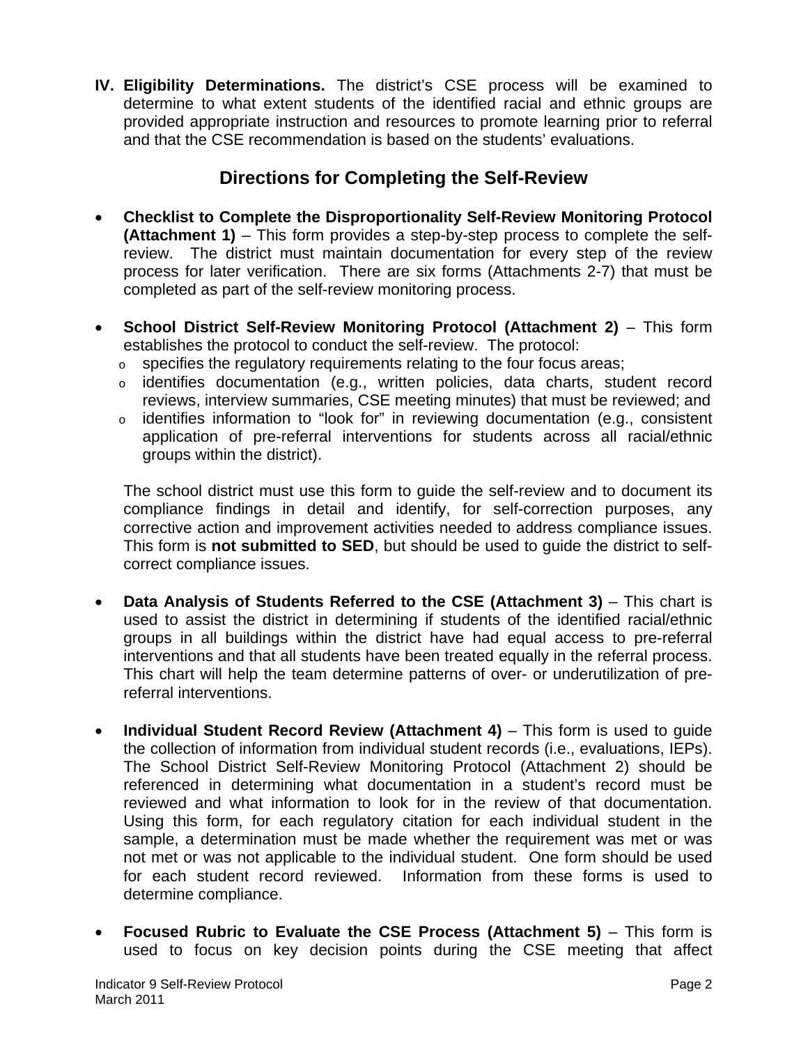**IV. Eligibility Determinations.** The district's CSE process will be examined to determine to what extent students of the identified racial and ethnic groups are provided appropriate instruction and resources to promote learning prior to referral and that the CSE recommendation is based on the students' evaluations.

## Directions for Completing the Self-Review

- **Checklist to Complete the Disproportionality Self-Review Monitoring Protocol (Attachment 1)** – This form provides a step-by-step process to complete the self-review. The district must maintain documentation for every step of the review process for later verification. There are six forms (Attachments 2-7) that must be completed as part of the self-review monitoring process.

- **School District Self-Review Monitoring Protocol (Attachment 2)** – This form establishes the protocol to conduct the self-review. The protocol:
  - specifies the regulatory requirements relating to the four focus areas;
  - identifies documentation (e.g., written policies, data charts, student record reviews, interview summaries, CSE meeting minutes) that must be reviewed; and
  - identifies information to "look for" in reviewing documentation (e.g., consistent application of pre-referral interventions for students across all racial/ethnic groups within the district).

  The school district must use this form to guide the self-review and to document its compliance findings in detail and identify, for self-correction purposes, any corrective action and improvement activities needed to address compliance issues. This form is **not submitted to SED**, but should be used to guide the district to self-correct compliance issues.

- **Data Analysis of Students Referred to the CSE (Attachment 3)** – This chart is used to assist the district in determining if students of the identified racial/ethnic groups in all buildings within the district have had equal access to pre-referral interventions and that all students have been treated equally in the referral process. This chart will help the team determine patterns of over- or underutilization of pre-referral interventions.

- **Individual Student Record Review (Attachment 4)** – This form is used to guide the collection of information from individual student records (i.e., evaluations, IEPs). The School District Self-Review Monitoring Protocol (Attachment 2) should be referenced in determining what documentation in a student's record must be reviewed and what information to look for in the review of that documentation. Using this form, for each regulatory citation for each individual student in the sample, a determination must be made whether the requirement was met or was not met or was not applicable to the individual student. One form should be used for each student record reviewed. Information from these forms is used to determine compliance.

- **Focused Rubric to Evaluate the CSE Process (Attachment 5)** – This form is used to focus on key decision points during the CSE meeting that affect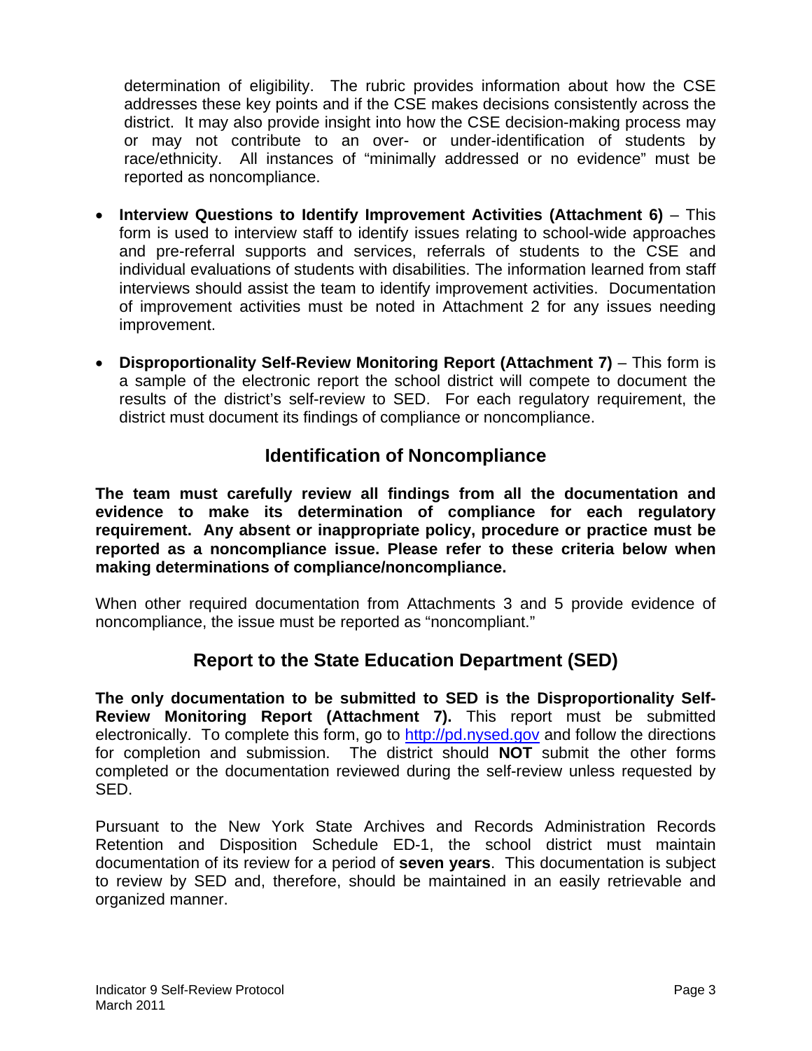determination of eligibility. The rubric provides information about how the CSE addresses these key points and if the CSE makes decisions consistently across the district. It may also provide insight into how the CSE decision-making process may or may not contribute to an over- or under-identification of students by race/ethnicity. All instances of "minimally addressed or no evidence" must be reported as noncompliance.

- **Interview Questions to Identify Improvement Activities (Attachment 6)** – This form is used to interview staff to identify issues relating to school-wide approaches and pre-referral supports and services, referrals of students to the CSE and individual evaluations of students with disabilities. The information learned from staff interviews should assist the team to identify improvement activities. Documentation of improvement activities must be noted in Attachment 2 for any issues needing improvement.

- **Disproportionality Self-Review Monitoring Report (Attachment 7)** – This form is a sample of the electronic report the school district will compete to document the results of the district's self-review to SED. For each regulatory requirement, the district must document its findings of compliance or noncompliance.

## Identification of Noncompliance

**The team must carefully review all findings from all the documentation and evidence to make its determination of compliance for each regulatory requirement. Any absent or inappropriate policy, procedure or practice must be reported as a noncompliance issue. Please refer to these criteria below when making determinations of compliance/noncompliance.**

When other required documentation from Attachments 3 and 5 provide evidence of noncompliance, the issue must be reported as "noncompliant."

## Report to the State Education Department (SED)

**The only documentation to be submitted to SED is the Disproportionality Self-Review Monitoring Report (Attachment 7).** This report must be submitted electronically. To complete this form, go to http://pd.nysed.gov and follow the directions for completion and submission. The district should **NOT** submit the other forms completed or the documentation reviewed during the self-review unless requested by SED.

Pursuant to the New York State Archives and Records Administration Records Retention and Disposition Schedule ED-1, the school district must maintain documentation of its review for a period of **seven years**. This documentation is subject to review by SED and, therefore, should be maintained in an easily retrievable and organized manner.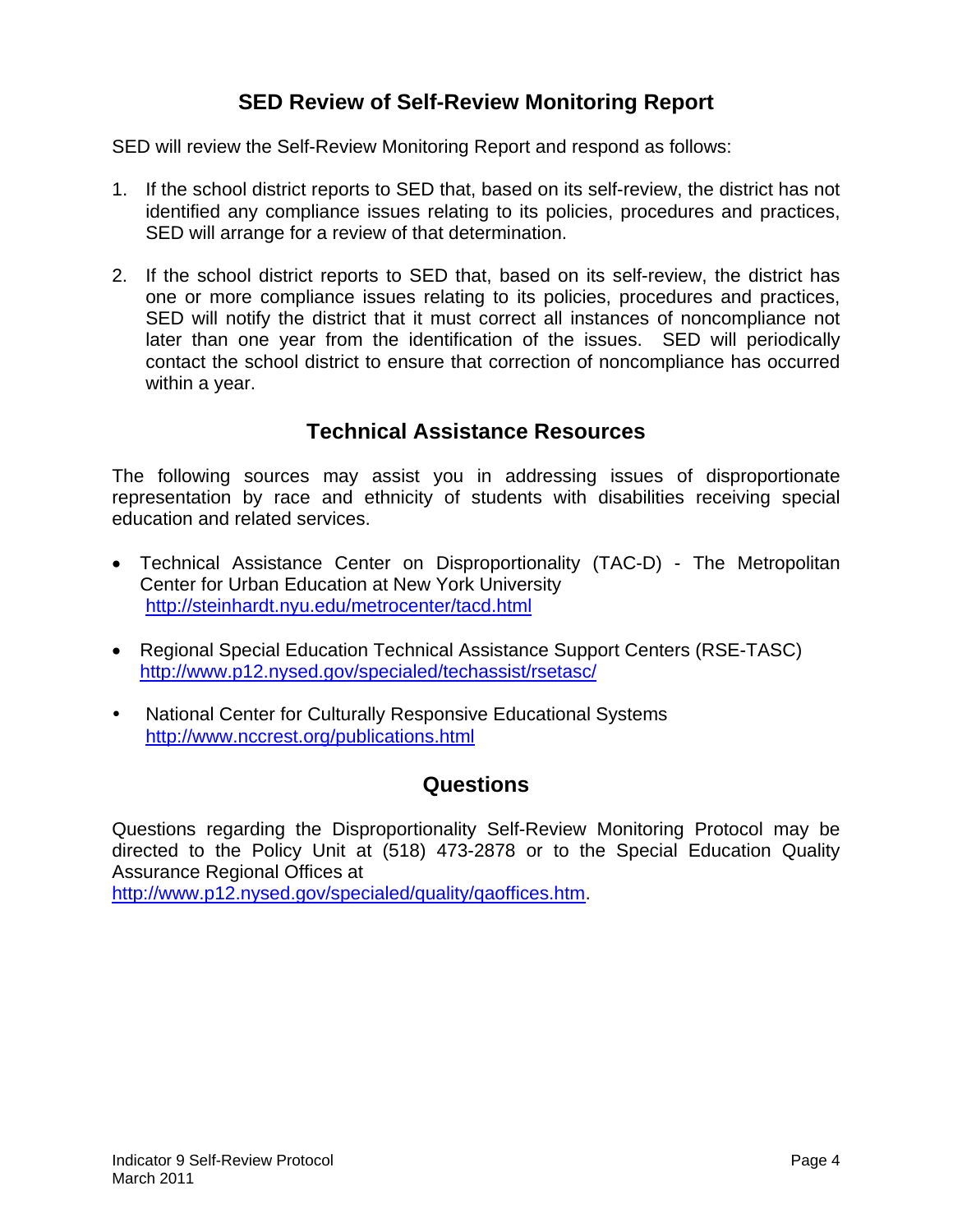## SED Review of Self-Review Monitoring Report

SED will review the Self-Review Monitoring Report and respond as follows:

1. If the school district reports to SED that, based on its self-review, the district has not identified any compliance issues relating to its policies, procedures and practices, SED will arrange for a review of that determination.

2. If the school district reports to SED that, based on its self-review, the district has one or more compliance issues relating to its policies, procedures and practices, SED will notify the district that it must correct all instances of noncompliance not later than one year from the identification of the issues. SED will periodically contact the school district to ensure that correction of noncompliance has occurred within a year.

## Technical Assistance Resources

The following sources may assist you in addressing issues of disproportionate representation by race and ethnicity of students with disabilities receiving special education and related services.

- Technical Assistance Center on Disproportionality (TAC-D) - The Metropolitan Center for Urban Education at New York University
  http://steinhardt.nyu.edu/metrocenter/tacd.html

- Regional Special Education Technical Assistance Support Centers (RSE-TASC)
  http://www.p12.nysed.gov/specialed/techassist/rsetasc/

- National Center for Culturally Responsive Educational Systems
  http://www.nccrest.org/publications.html

## Questions

Questions regarding the Disproportionality Self-Review Monitoring Protocol may be directed to the Policy Unit at (518) 473-2878 or to the Special Education Quality Assurance Regional Offices at
http://www.p12.nysed.gov/specialed/quality/qaoffices.htm.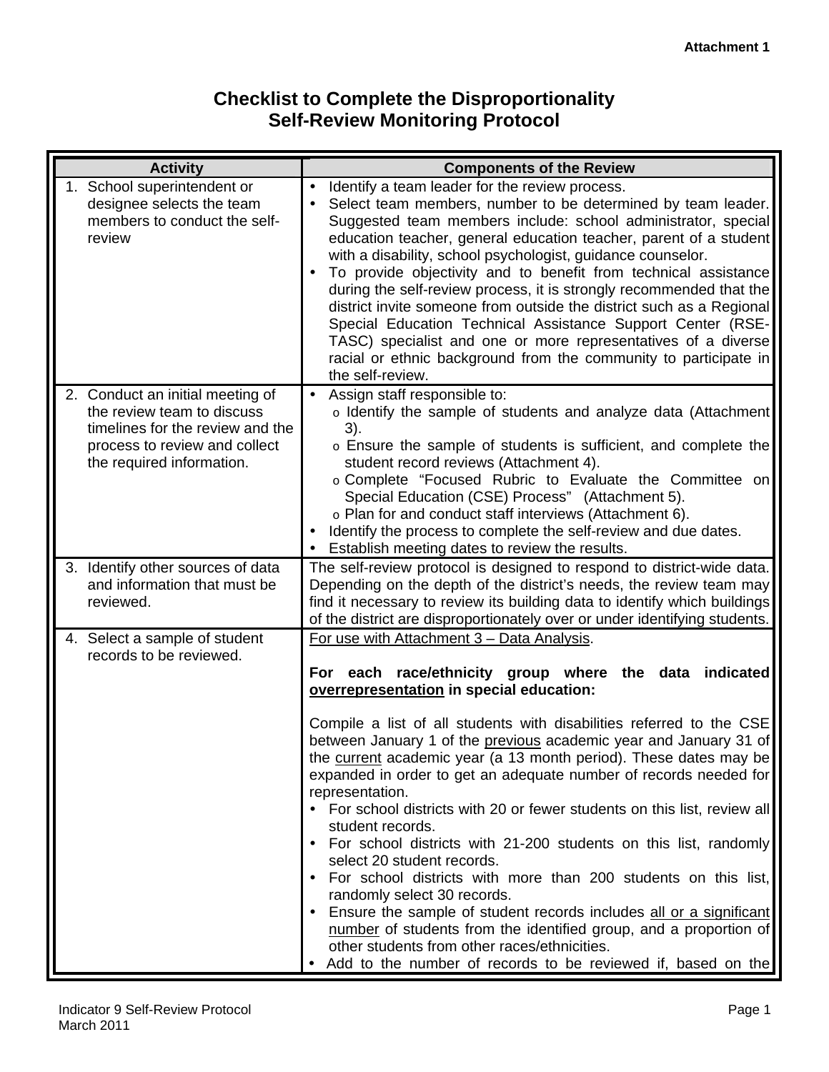Attachment 1

# Checklist to Complete the Disproportionality Self-Review Monitoring Protocol

| Activity | Components of the Review |
|---|---|
| 1. School superintendent or designee selects the team members to conduct the self-review | • Identify a team leader for the review process.<br>• Select team members, number to be determined by team leader. Suggested team members include: school administrator, special education teacher, general education teacher, parent of a student with a disability, school psychologist, guidance counselor.<br>• To provide objectivity and to benefit from technical assistance during the self-review process, it is strongly recommended that the district invite someone from outside the district such as a Regional Special Education Technical Assistance Support Center (RSE-TASC) specialist and one or more representatives of a diverse racial or ethnic background from the community to participate in the self-review. |
| 2. Conduct an initial meeting of the review team to discuss timelines for the review and the process to review and collect the required information. | • Assign staff responsible to:<br>o Identify the sample of students and analyze data (Attachment 3).<br>o Ensure the sample of students is sufficient, and complete the student record reviews (Attachment 4).<br>o Complete "Focused Rubric to Evaluate the Committee on Special Education (CSE) Process" (Attachment 5).<br>o Plan for and conduct staff interviews (Attachment 6).<br>• Identify the process to complete the self-review and due dates.<br>• Establish meeting dates to review the results. |
| 3. Identify other sources of data and information that must be reviewed. | The self-review protocol is designed to respond to district-wide data. Depending on the depth of the district's needs, the review team may find it necessary to review its building data to identify which buildings of the district are disproportionately over or under identifying students. |
| 4. Select a sample of student records to be reviewed. | <u>For use with Attachment 3 – Data Analysis</u>.<br><br>**For each race/ethnicity group where the data indicated <u>overrepresentation</u> in special education:**<br><br>Compile a list of all students with disabilities referred to the CSE between January 1 of the <u>previous</u> academic year and January 31 of the <u>current</u> academic year (a 13 month period). These dates may be expanded in order to get an adequate number of records needed for representation.<br>• For school districts with 20 or fewer students on this list, review all student records.<br>• For school districts with 21-200 students on this list, randomly select 20 student records.<br>• For school districts with more than 200 students on this list, randomly select 30 records.<br>• Ensure the sample of student records includes <u>all or a significant number</u> of students from the identified group, and a proportion of other students from other races/ethnicities.<br>• Add to the number of records to be reviewed if, based on the |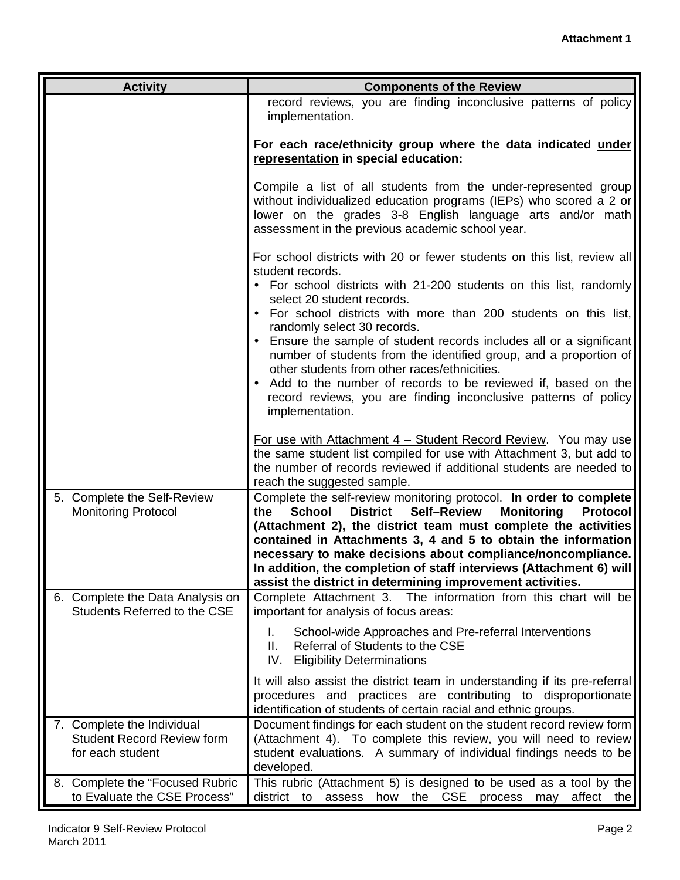**Attachment 1**

| Activity | Components of the Review |
|---|---|
| | record reviews, you are finding inconclusive patterns of policy implementation.<br><br>**For each race/ethnicity group where the data indicated <u>under representation</u> in special education:**<br><br>Compile a list of all students from the under-represented group without individualized education programs (IEPs) who scored a 2 or lower on the grades 3-8 English language arts and/or math assessment in the previous academic school year.<br><br>For school districts with 20 or fewer students on this list, review all student records.<br>• For school districts with 21-200 students on this list, randomly select 20 student records.<br>• For school districts with more than 200 students on this list, randomly select 30 records.<br>• Ensure the sample of student records includes <u>all or a significant number</u> of students from the identified group, and a proportion of other students from other races/ethnicities.<br>• Add to the number of records to be reviewed if, based on the record reviews, you are finding inconclusive patterns of policy implementation.<br><br><u>For use with Attachment 4 – Student Record Review</u>. You may use the same student list compiled for use with Attachment 3, but add to the number of records reviewed if additional students are needed to reach the suggested sample. |
| 5. Complete the Self-Review Monitoring Protocol | Complete the self-review monitoring protocol. **In order to complete the School District Self–Review Monitoring Protocol (Attachment 2), the district team must complete the activities contained in Attachments 3, 4 and 5 to obtain the information necessary to make decisions about compliance/noncompliance. In addition, the completion of staff interviews (Attachment 6) will assist the district in determining improvement activities.** |
| 6. Complete the Data Analysis on Students Referred to the CSE | Complete Attachment 3. The information from this chart will be important for analysis of focus areas:<br><br>I. School-wide Approaches and Pre-referral Interventions<br>II. Referral of Students to the CSE<br>IV. Eligibility Determinations<br><br>It will also assist the district team in understanding if its pre-referral procedures and practices are contributing to disproportionate identification of students of certain racial and ethnic groups. |
| 7. Complete the Individual Student Record Review form for each student | Document findings for each student on the student record review form (Attachment 4). To complete this review, you will need to review student evaluations. A summary of individual findings needs to be developed. |
| 8. Complete the "Focused Rubric to Evaluate the CSE Process" | This rubric (Attachment 5) is designed to be used as a tool by the district to assess how the CSE process may affect the |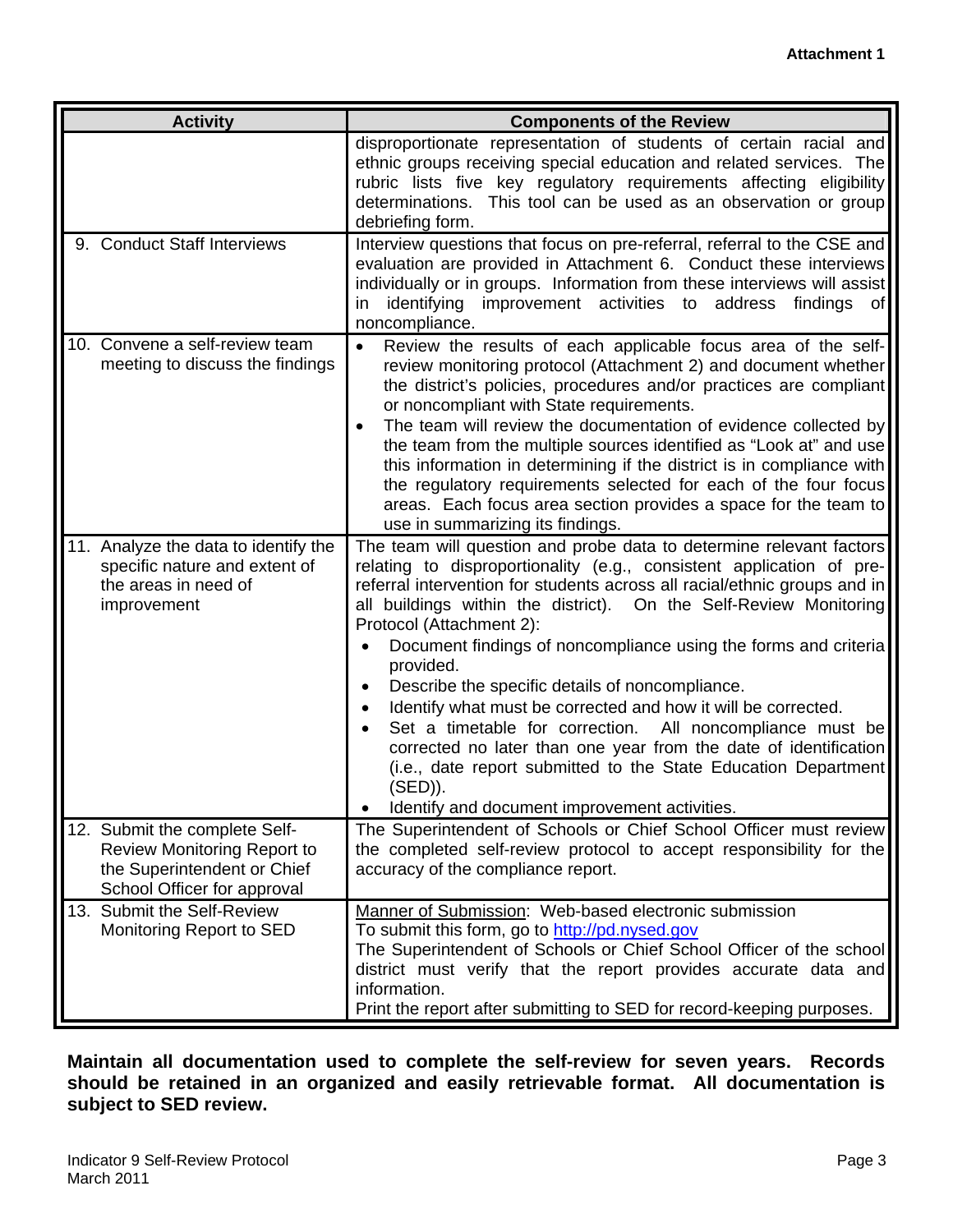**Attachment 1**

| Activity | Components of the Review |
|---|---|
| | disproportionate representation of students of certain racial and ethnic groups receiving special education and related services. The rubric lists five key regulatory requirements affecting eligibility determinations. This tool can be used as an observation or group debriefing form. |
| 9. Conduct Staff Interviews | Interview questions that focus on pre-referral, referral to the CSE and evaluation are provided in Attachment 6. Conduct these interviews individually or in groups. Information from these interviews will assist in identifying improvement activities to address findings of noncompliance. |
| 10. Convene a self-review team meeting to discuss the findings | • Review the results of each applicable focus area of the self-review monitoring protocol (Attachment 2) and document whether the district's policies, procedures and/or practices are compliant or noncompliant with State requirements.<br>• The team will review the documentation of evidence collected by the team from the multiple sources identified as "Look at" and use this information in determining if the district is in compliance with the regulatory requirements selected for each of the four focus areas. Each focus area section provides a space for the team to use in summarizing its findings. |
| 11. Analyze the data to identify the specific nature and extent of the areas in need of improvement | The team will question and probe data to determine relevant factors relating to disproportionality (e.g., consistent application of pre-referral intervention for students across all racial/ethnic groups and in all buildings within the district). On the Self-Review Monitoring Protocol (Attachment 2):<br>• Document findings of noncompliance using the forms and criteria provided.<br>• Describe the specific details of noncompliance.<br>• Identify what must be corrected and how it will be corrected.<br>• Set a timetable for correction. All noncompliance must be corrected no later than one year from the date of identification (i.e., date report submitted to the State Education Department (SED)).<br>• Identify and document improvement activities. |
| 12. Submit the complete Self-Review Monitoring Report to the Superintendent or Chief School Officer for approval | The Superintendent of Schools or Chief School Officer must review the completed self-review protocol to accept responsibility for the accuracy of the compliance report. |
| 13. Submit the Self-Review Monitoring Report to SED | Manner of Submission: Web-based electronic submission<br>To submit this form, go to http://pd.nysed.gov<br>The Superintendent of Schools or Chief School Officer of the school district must verify that the report provides accurate data and information.<br>Print the report after submitting to SED for record-keeping purposes. |

**Maintain all documentation used to complete the self-review for seven years. Records should be retained in an organized and easily retrievable format. All documentation is subject to SED review.**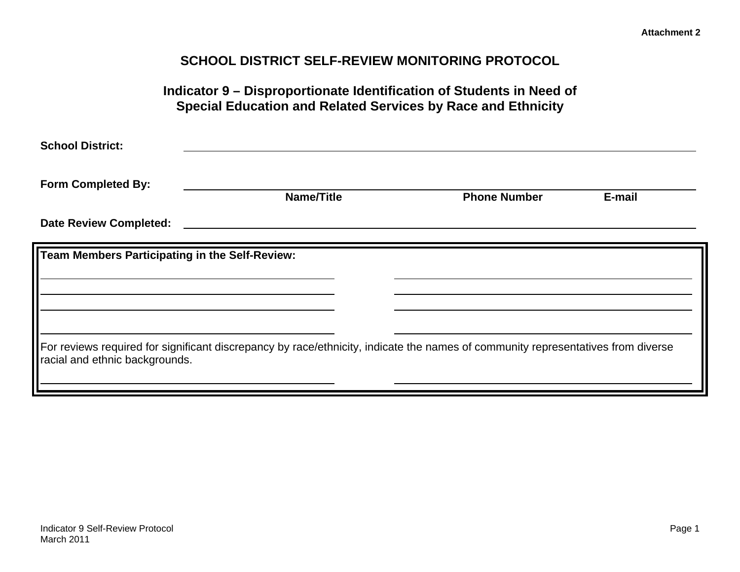**Attachment 2**

# SCHOOL DISTRICT SELF-REVIEW MONITORING PROTOCOL

## Indicator 9 – Disproportionate Identification of Students in Need of Special Education and Related Services by Race and Ethnicity

**School District:** ______________________________________________

**Form Completed By:** ______________________________________________
**Name/Title** **Phone Number** **E-mail**

**Date Review Completed:** ______________________________________________

**Team Members Participating in the Self-Review:**

______________________________ ______________________________

______________________________ ______________________________

______________________________ ______________________________

______________________________ ______________________________

For reviews required for significant discrepancy by race/ethnicity, indicate the names of community representatives from diverse racial and ethnic backgrounds.

______________________________ ______________________________

Indicator 9 Self-Review Protocol
March 2011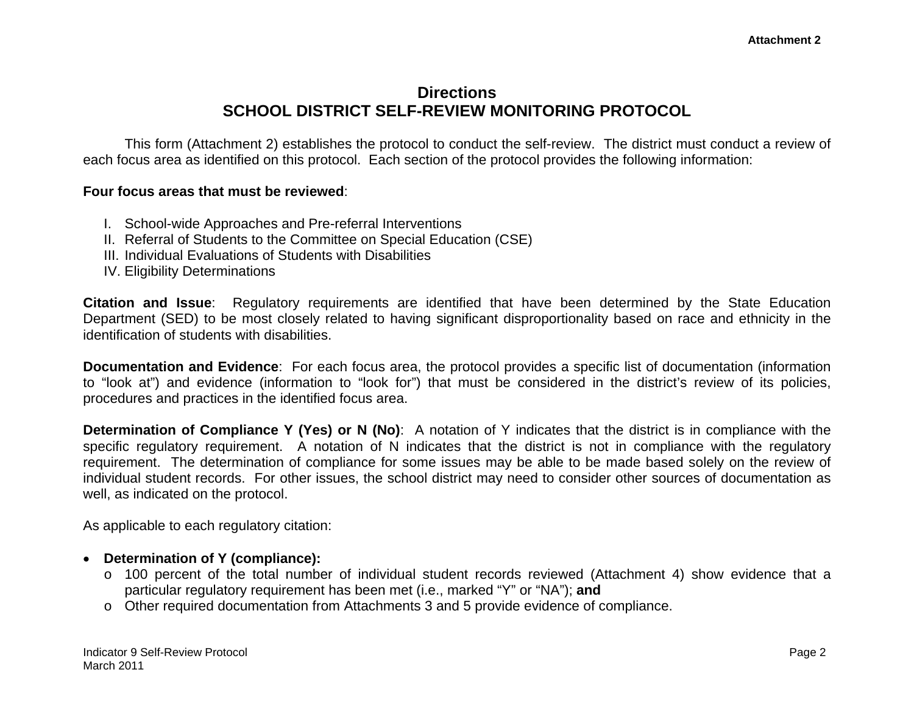Attachment 2

# Directions
# SCHOOL DISTRICT SELF-REVIEW MONITORING PROTOCOL

This form (Attachment 2) establishes the protocol to conduct the self-review. The district must conduct a review of each focus area as identified on this protocol. Each section of the protocol provides the following information:

**Four focus areas that must be reviewed**:

I. School-wide Approaches and Pre-referral Interventions
II. Referral of Students to the Committee on Special Education (CSE)
III. Individual Evaluations of Students with Disabilities
IV. Eligibility Determinations

**Citation and Issue**: Regulatory requirements are identified that have been determined by the State Education Department (SED) to be most closely related to having significant disproportionality based on race and ethnicity in the identification of students with disabilities.

**Documentation and Evidence**: For each focus area, the protocol provides a specific list of documentation (information to "look at") and evidence (information to "look for") that must be considered in the district's review of its policies, procedures and practices in the identified focus area.

**Determination of Compliance Y (Yes) or N (No)**: A notation of Y indicates that the district is in compliance with the specific regulatory requirement. A notation of N indicates that the district is not in compliance with the regulatory requirement. The determination of compliance for some issues may be able to be made based solely on the review of individual student records. For other issues, the school district may need to consider other sources of documentation as well, as indicated on the protocol.

As applicable to each regulatory citation:

- **Determination of Y (compliance):**
  - 100 percent of the total number of individual student records reviewed (Attachment 4) show evidence that a particular regulatory requirement has been met (i.e., marked "Y" or "NA"); **and**
  - Other required documentation from Attachments 3 and 5 provide evidence of compliance.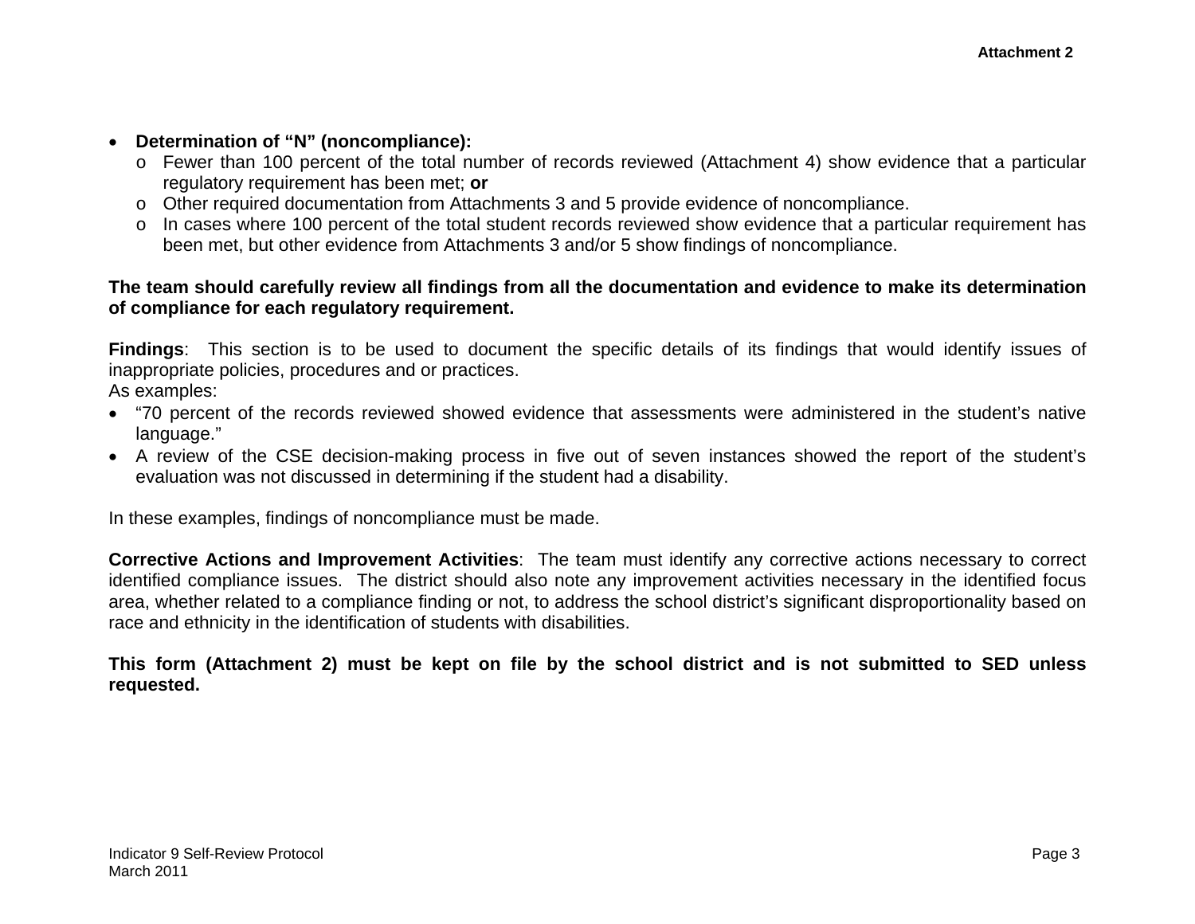- **Determination of "N" (noncompliance):**
  - Fewer than 100 percent of the total number of records reviewed (Attachment 4) show evidence that a particular regulatory requirement has been met; **or**
  - Other required documentation from Attachments 3 and 5 provide evidence of noncompliance.
  - In cases where 100 percent of the total student records reviewed show evidence that a particular requirement has been met, but other evidence from Attachments 3 and/or 5 show findings of noncompliance.

**The team should carefully review all findings from all the documentation and evidence to make its determination of compliance for each regulatory requirement.**

**Findings**: This section is to be used to document the specific details of its findings that would identify issues of inappropriate policies, procedures and or practices.
As examples:

- "70 percent of the records reviewed showed evidence that assessments were administered in the student's native language."
- A review of the CSE decision-making process in five out of seven instances showed the report of the student's evaluation was not discussed in determining if the student had a disability.

In these examples, findings of noncompliance must be made.

**Corrective Actions and Improvement Activities**: The team must identify any corrective actions necessary to correct identified compliance issues. The district should also note any improvement activities necessary in the identified focus area, whether related to a compliance finding or not, to address the school district's significant disproportionality based on race and ethnicity in the identification of students with disabilities.

**This form (Attachment 2) must be kept on file by the school district and is not submitted to SED unless requested.**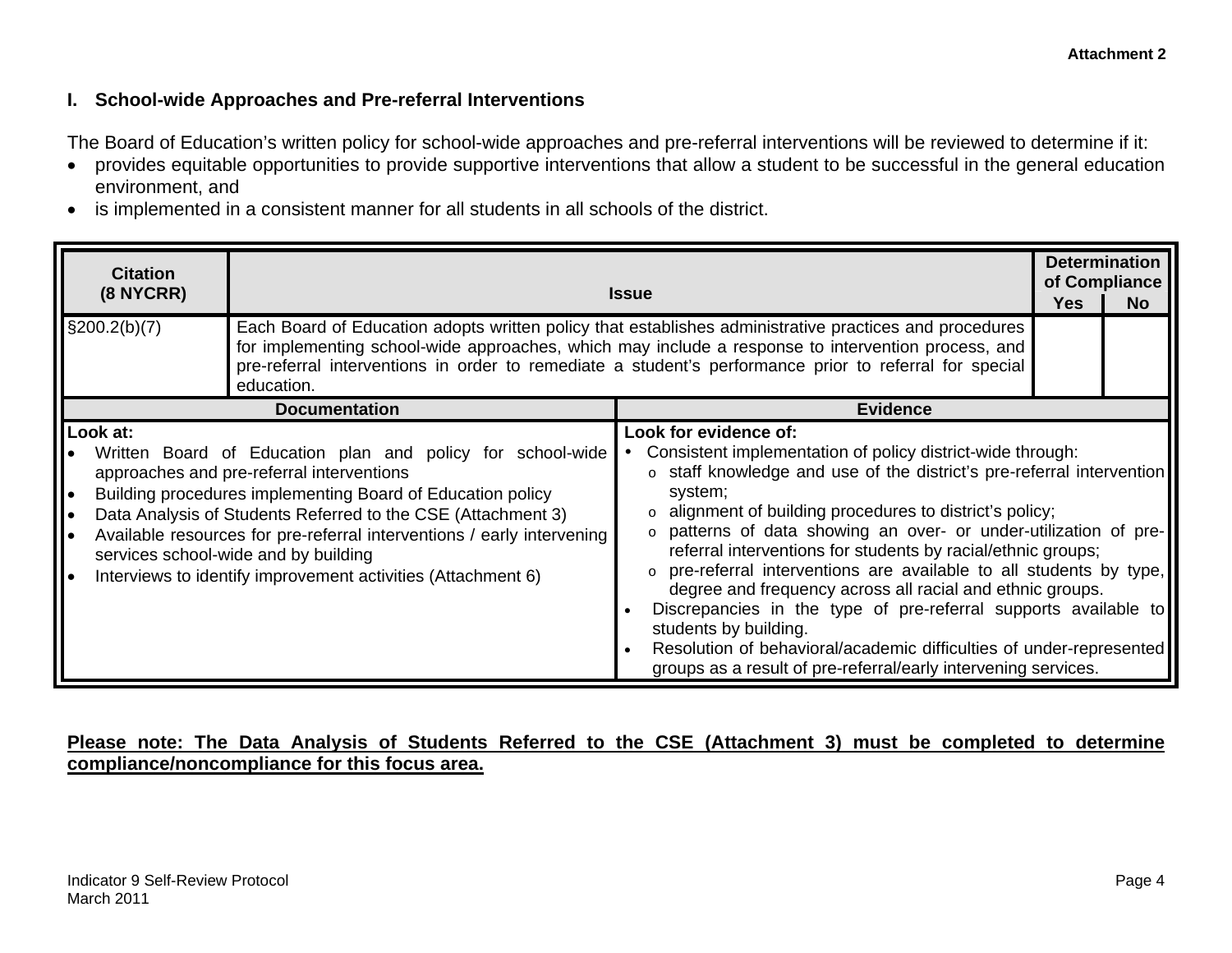**Attachment 2**

## I. School-wide Approaches and Pre-referral Interventions

The Board of Education's written policy for school-wide approaches and pre-referral interventions will be reviewed to determine if it:

- provides equitable opportunities to provide supportive interventions that allow a student to be successful in the general education environment, and
- is implemented in a consistent manner for all students in all schools of the district.

| Citation (8 NYCRR) | Issue | Determination of Compliance | |
|---|---|---|---|
| | | Yes | No |
| §200.2(b)(7) | Each Board of Education adopts written policy that establishes administrative practices and procedures for implementing school-wide approaches, which may include a response to intervention process, and pre-referral interventions in order to remediate a student's performance prior to referral for special education. | | |

| Documentation | Evidence |
|---|---|
| **Look at:**<br>• Written Board of Education plan and policy for school-wide approaches and pre-referral interventions<br>• Building procedures implementing Board of Education policy<br>• Data Analysis of Students Referred to the CSE (Attachment 3)<br>• Available resources for pre-referral interventions / early intervening services school-wide and by building<br>• Interviews to identify improvement activities (Attachment 6) | **Look for evidence of:**<br>• Consistent implementation of policy district-wide through:<br>&nbsp;&nbsp;o staff knowledge and use of the district's pre-referral intervention system;<br>&nbsp;&nbsp;o alignment of building procedures to district's policy;<br>&nbsp;&nbsp;o patterns of data showing an over- or under-utilization of pre-referral interventions for students by racial/ethnic groups;<br>&nbsp;&nbsp;o pre-referral interventions are available to all students by type, degree and frequency across all racial and ethnic groups.<br>• Discrepancies in the type of pre-referral supports available to students by building.<br>• Resolution of behavioral/academic difficulties of under-represented groups as a result of pre-referral/early intervening services. |

**<u>Please note: The Data Analysis of Students Referred to the CSE (Attachment 3) must be completed to determine compliance/noncompliance for this focus area.</u>**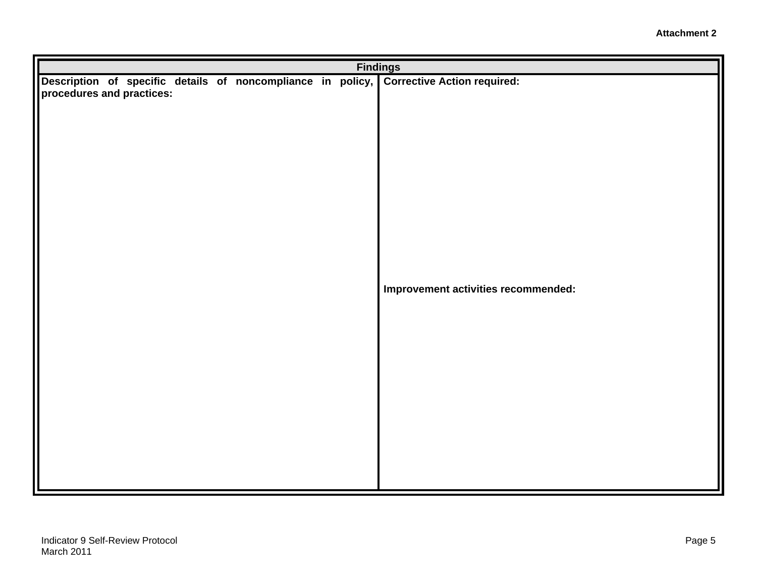**Attachment 2**

| Findings | |
|---|---|
| **Description of specific details of noncompliance in policy, procedures and practices:** | **Corrective Action required:**<br><br><br><br><br><br>**Improvement activities recommended:** |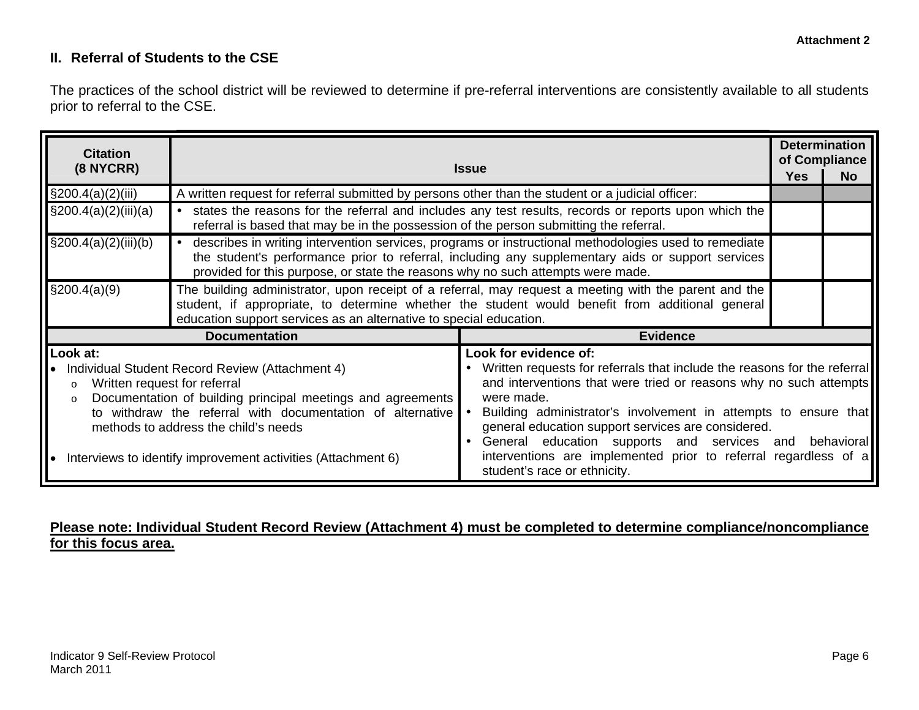**Attachment 2**

## II. Referral of Students to the CSE

The practices of the school district will be reviewed to determine if pre-referral interventions are consistently available to all students prior to referral to the CSE.

| Citation (8 NYCRR) | Issue | Determination of Compliance | |
|---|---|---|---|
| | | Yes | No |
| §200.4(a)(2)(iii) | A written request for referral submitted by persons other than the student or a judicial officer: | | |
| §200.4(a)(2)(iii)(a) | • states the reasons for the referral and includes any test results, records or reports upon which the referral is based that may be in the possession of the person submitting the referral. | | |
| §200.4(a)(2)(iii)(b) | • describes in writing intervention services, programs or instructional methodologies used to remediate the student's performance prior to referral, including any supplementary aids or support services provided for this purpose, or state the reasons why no such attempts were made. | | |
| §200.4(a)(9) | The building administrator, upon receipt of a referral, may request a meeting with the parent and the student, if appropriate, to determine whether the student would benefit from additional general education support services as an alternative to special education. | | |

| Documentation | Evidence |
|---|---|
| **Look at:**<br>• Individual Student Record Review (Attachment 4)<br>&nbsp;&nbsp;o Written request for referral<br>&nbsp;&nbsp;o Documentation of building principal meetings and agreements to withdraw the referral with documentation of alternative methods to address the child's needs<br>• Interviews to identify improvement activities (Attachment 6) | **Look for evidence of:**<br>• Written requests for referrals that include the reasons for the referral and interventions that were tried or reasons why no such attempts were made.<br>• Building administrator's involvement in attempts to ensure that general education support services are considered.<br>• General education supports and services and behavioral interventions are implemented prior to referral regardless of a student's race or ethnicity. |

**<u>Please note: Individual Student Record Review (Attachment 4) must be completed to determine compliance/noncompliance for this focus area.</u>**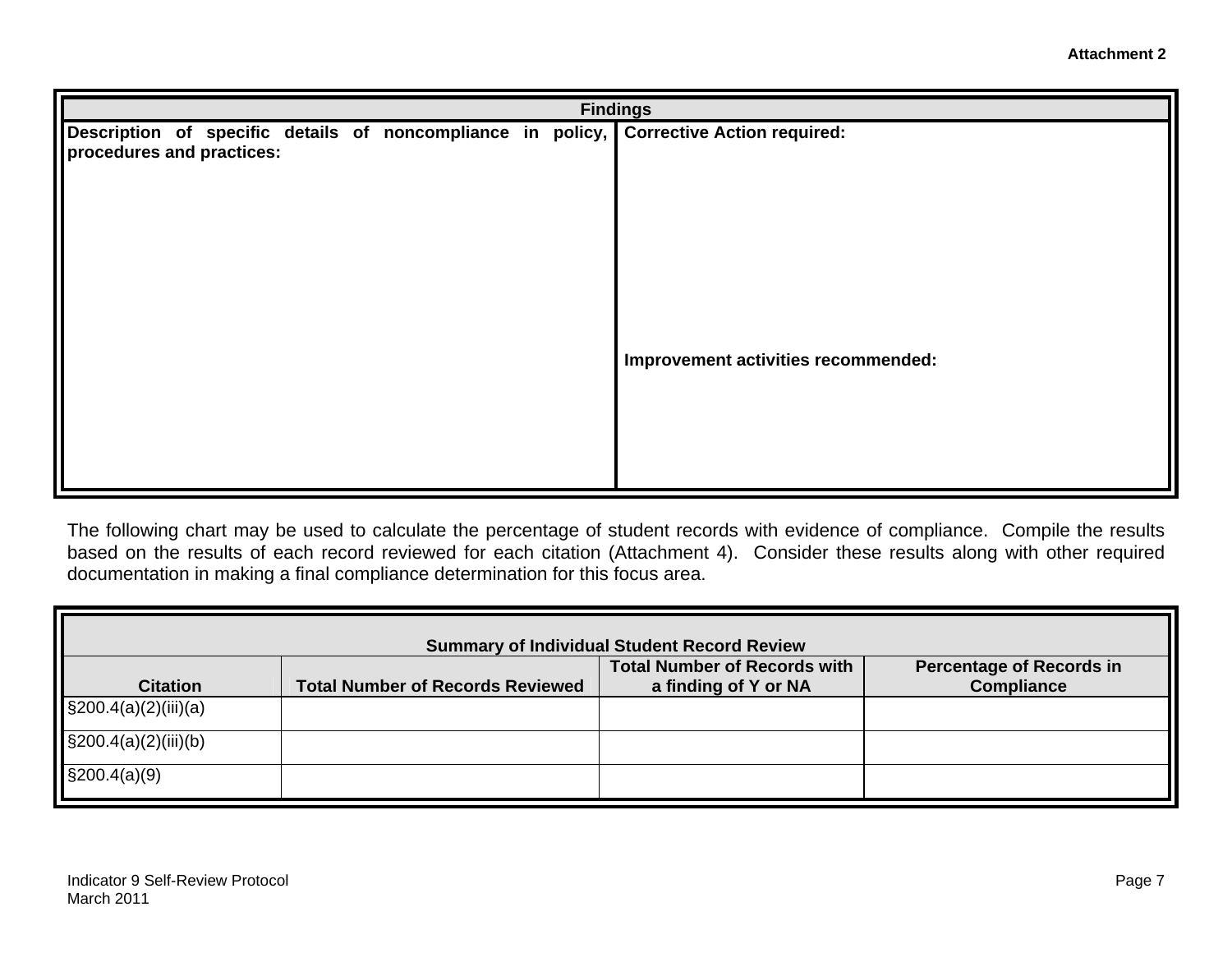**Attachment 2**

| Findings | |
|---|---|
| **Description of specific details of noncompliance in policy, procedures and practices:** | **Corrective Action required:**<br><br><br><br><br>**Improvement activities recommended:** |

The following chart may be used to calculate the percentage of student records with evidence of compliance. Compile the results based on the results of each record reviewed for each citation (Attachment 4). Consider these results along with other required documentation in making a final compliance determination for this focus area.

| Summary of Individual Student Record Review | | | |
|---|---|---|---|
| **Citation** | **Total Number of Records Reviewed** | **Total Number of Records with a finding of Y or NA** | **Percentage of Records in Compliance** |
| §200.4(a)(2)(iii)(a) | | | |
| §200.4(a)(2)(iii)(b) | | | |
| §200.4(a)(9) | | | |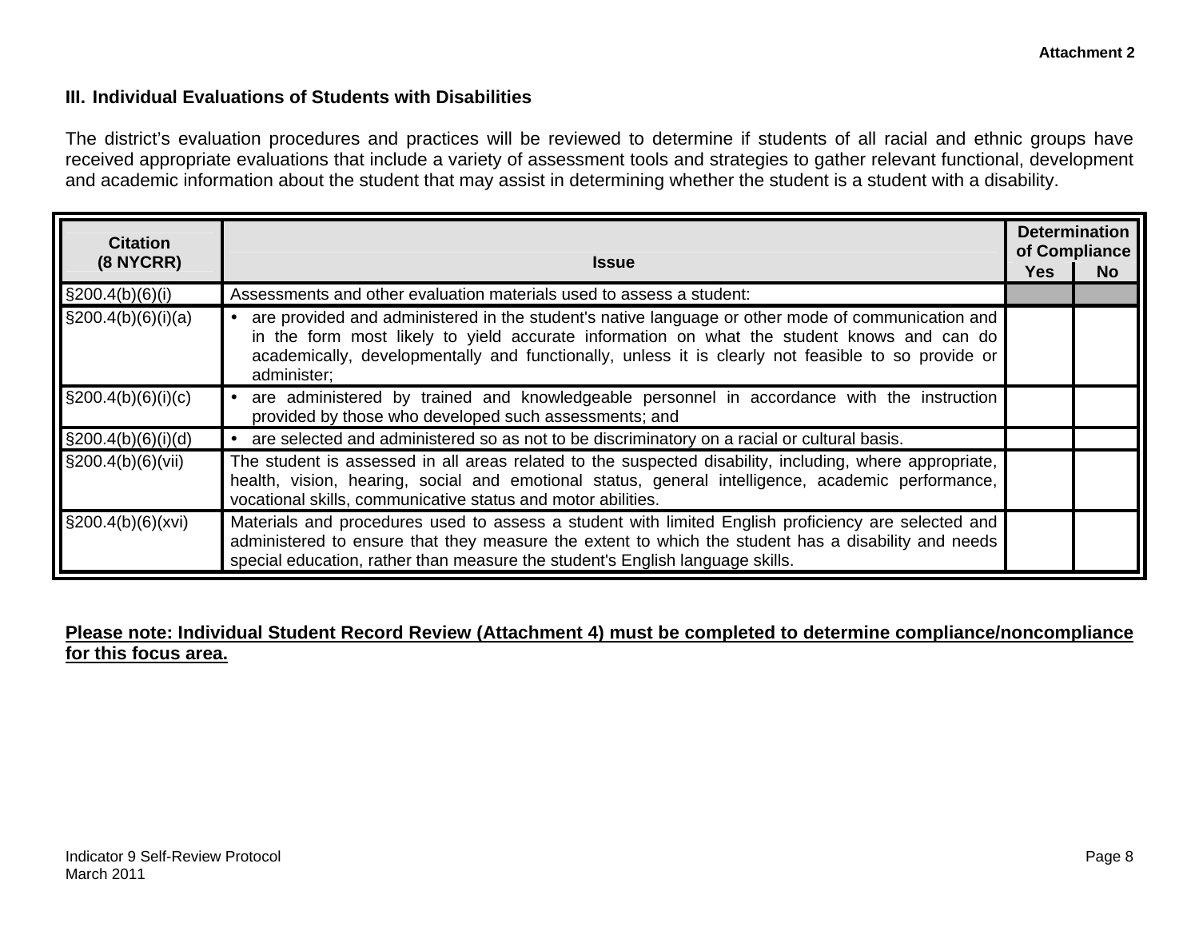Attachment 2

### III. Individual Evaluations of Students with Disabilities

The district's evaluation procedures and practices will be reviewed to determine if students of all racial and ethnic groups have received appropriate evaluations that include a variety of assessment tools and strategies to gather relevant functional, development and academic information about the student that may assist in determining whether the student is a student with a disability.

| Citation (8 NYCRR) | Issue | Determination of Compliance | |
|---|---|---|---|
| | | Yes | No |
| §200.4(b)(6)(i) | Assessments and other evaluation materials used to assess a student: | | |
| §200.4(b)(6)(i)(a) | • are provided and administered in the student's native language or other mode of communication and in the form most likely to yield accurate information on what the student knows and can do academically, developmentally and functionally, unless it is clearly not feasible to so provide or administer; | | |
| §200.4(b)(6)(i)(c) | • are administered by trained and knowledgeable personnel in accordance with the instruction provided by those who developed such assessments; and | | |
| §200.4(b)(6)(i)(d) | • are selected and administered so as not to be discriminatory on a racial or cultural basis. | | |
| §200.4(b)(6)(vii) | The student is assessed in all areas related to the suspected disability, including, where appropriate, health, vision, hearing, social and emotional status, general intelligence, academic performance, vocational skills, communicative status and motor abilities. | | |
| §200.4(b)(6)(xvi) | Materials and procedures used to assess a student with limited English proficiency are selected and administered to ensure that they measure the extent to which the student has a disability and needs special education, rather than measure the student's English language skills. | | |

**Please note: Individual Student Record Review (Attachment 4) must be completed to determine compliance/noncompliance for this focus area.**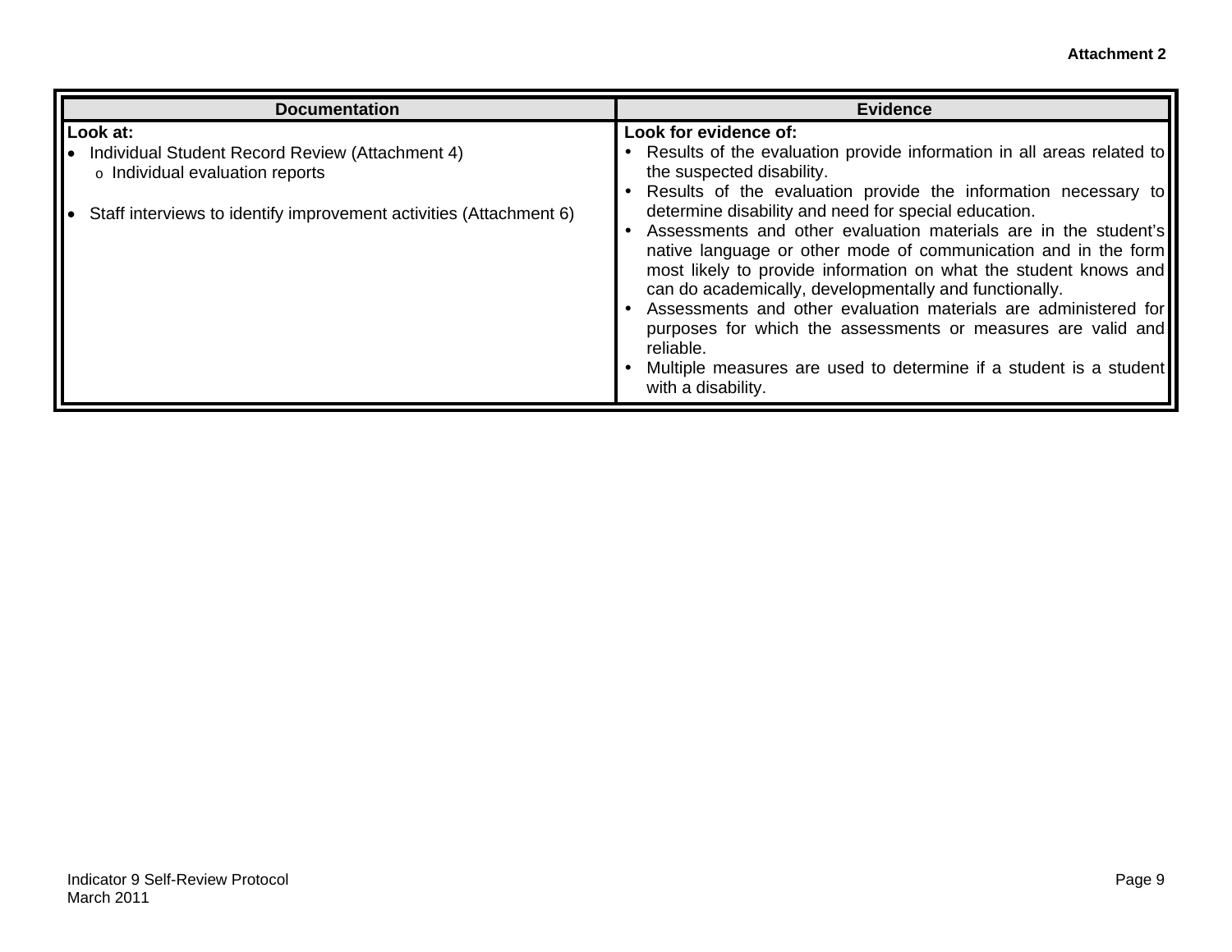**Attachment 2**

| Documentation | Evidence |
|---|---|
| **Look at:**<br>• Individual Student Record Review (Attachment 4)<br>  o Individual evaluation reports<br><br>• Staff interviews to identify improvement activities (Attachment 6) | **Look for evidence of:**<br>• Results of the evaluation provide information in all areas related to the suspected disability.<br>• Results of the evaluation provide the information necessary to determine disability and need for special education.<br>• Assessments and other evaluation materials are in the student's native language or other mode of communication and in the form most likely to provide information on what the student knows and can do academically, developmentally and functionally.<br>• Assessments and other evaluation materials are administered for purposes for which the assessments or measures are valid and reliable.<br>• Multiple measures are used to determine if a student is a student with a disability. |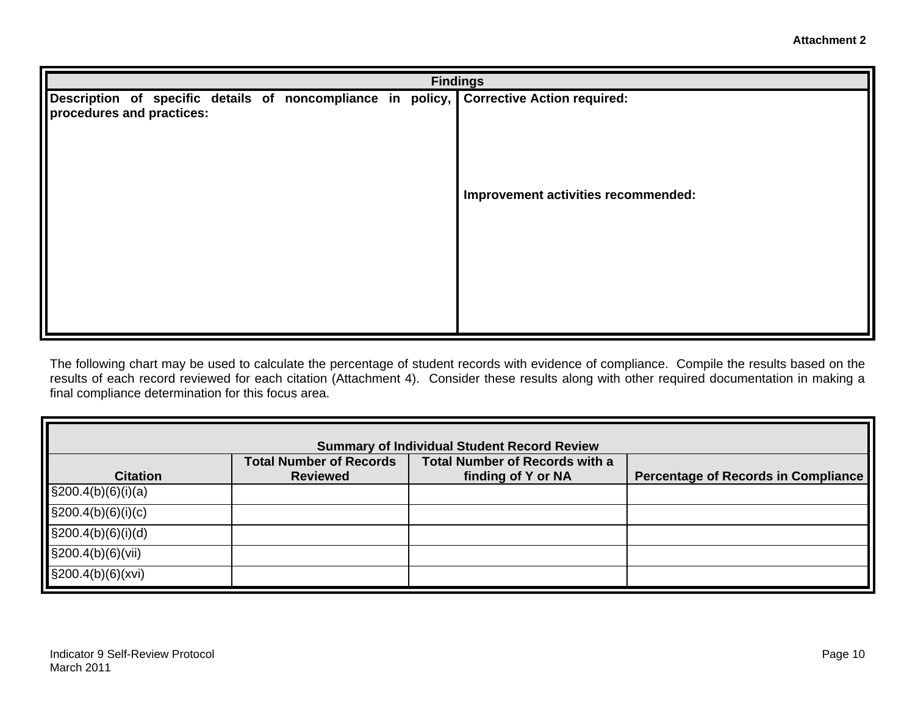**Attachment 2**

| Findings | |
|---|---|
| **Description of specific details of noncompliance in policy, procedures and practices:** | **Corrective Action required:**<br><br><br><br>**Improvement activities recommended:** |

The following chart may be used to calculate the percentage of student records with evidence of compliance. Compile the results based on the results of each record reviewed for each citation (Attachment 4). Consider these results along with other required documentation in making a final compliance determination for this focus area.

| **Summary of Individual Student Record Review** | | | |
|---|---|---|---|
| **Citation** | **Total Number of Records Reviewed** | **Total Number of Records with a finding of Y or NA** | **Percentage of Records in Compliance** |
| §200.4(b)(6)(i)(a) | | | |
| §200.4(b)(6)(i)(c) | | | |
| §200.4(b)(6)(i)(d) | | | |
| §200.4(b)(6)(vii) | | | |
| §200.4(b)(6)(xvi) | | | |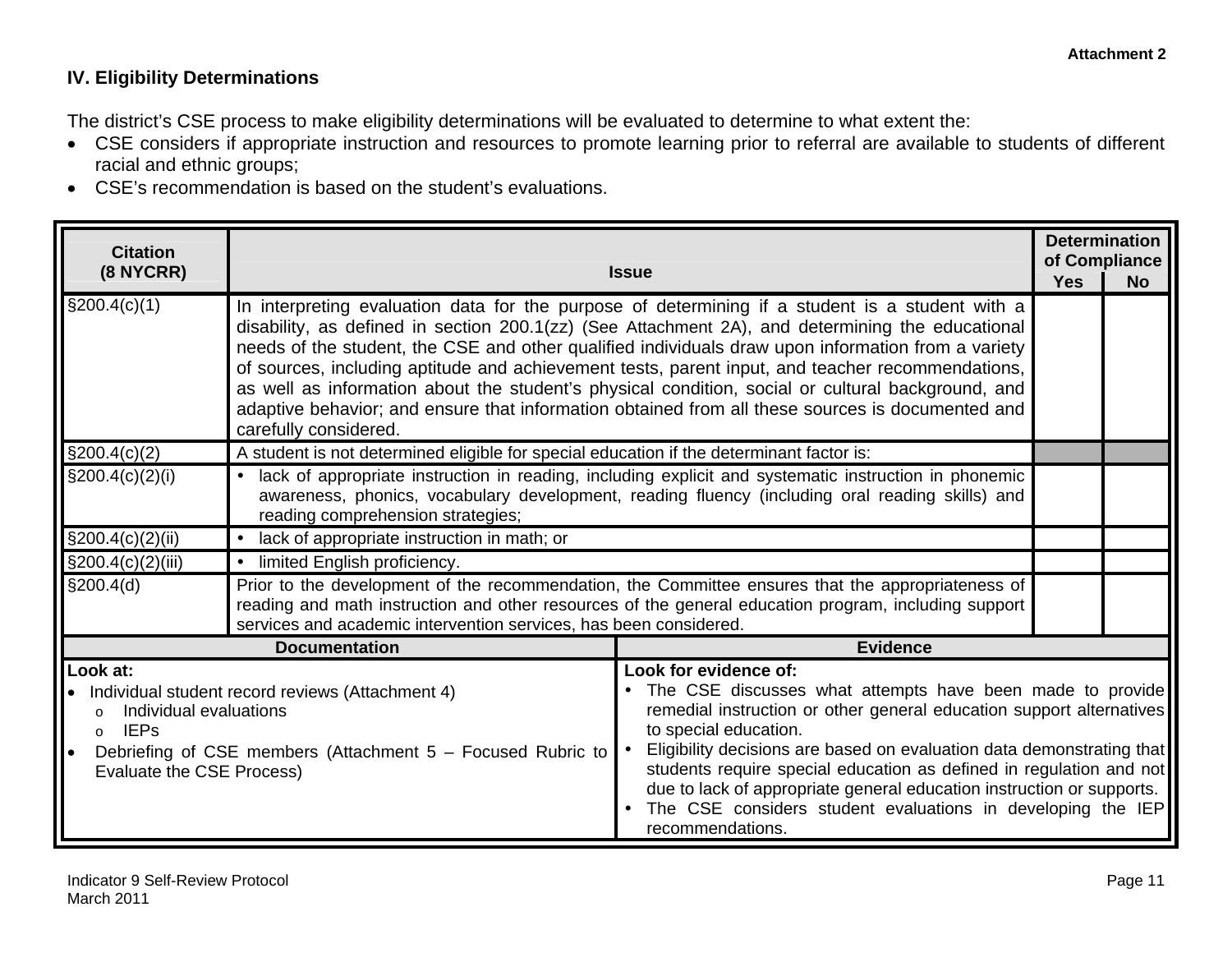Attachment 2

## IV. Eligibility Determinations

The district's CSE process to make eligibility determinations will be evaluated to determine to what extent the:

- CSE considers if appropriate instruction and resources to promote learning prior to referral are available to students of different racial and ethnic groups;
- CSE's recommendation is based on the student's evaluations.

| Citation (8 NYCRR) | Issue | Determination of Compliance | |
|---|---|---|---|
| | | Yes | No |
| §200.4(c)(1) | In interpreting evaluation data for the purpose of determining if a student is a student with a disability, as defined in section 200.1(zz) (See Attachment 2A), and determining the educational needs of the student, the CSE and other qualified individuals draw upon information from a variety of sources, including aptitude and achievement tests, parent input, and teacher recommendations, as well as information about the student's physical condition, social or cultural background, and adaptive behavior; and ensure that information obtained from all these sources is documented and carefully considered. | | |
| §200.4(c)(2) | A student is not determined eligible for special education if the determinant factor is: | | |
| §200.4(c)(2)(i) | • lack of appropriate instruction in reading, including explicit and systematic instruction in phonemic awareness, phonics, vocabulary development, reading fluency (including oral reading skills) and reading comprehension strategies; | | |
| §200.4(c)(2)(ii) | • lack of appropriate instruction in math; or | | |
| §200.4(c)(2)(iii) | • limited English proficiency. | | |
| §200.4(d) | Prior to the development of the recommendation, the Committee ensures that the appropriateness of reading and math instruction and other resources of the general education program, including support services and academic intervention services, has been considered. | | |

| Documentation | Evidence |
|---|---|
| **Look at:**<br>• Individual student record reviews (Attachment 4)<br>&nbsp;&nbsp;o Individual evaluations<br>&nbsp;&nbsp;o IEPs<br>• Debriefing of CSE members (Attachment 5 – Focused Rubric to Evaluate the CSE Process) | **Look for evidence of:**<br>• The CSE discusses what attempts have been made to provide remedial instruction or other general education support alternatives to special education.<br>• Eligibility decisions are based on evaluation data demonstrating that students require special education as defined in regulation and not due to lack of appropriate general education instruction or supports.<br>• The CSE considers student evaluations in developing the IEP recommendations. |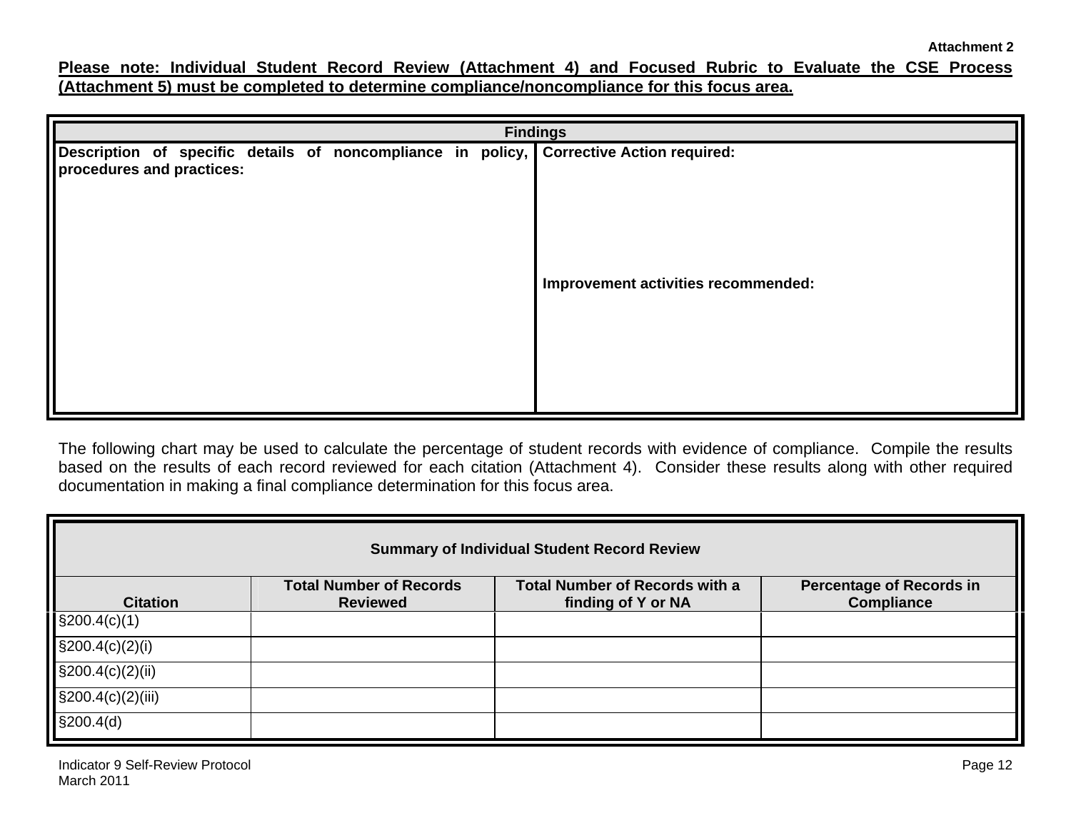Attachment 2

**Please note: Individual Student Record Review (Attachment 4) and Focused Rubric to Evaluate the CSE Process (Attachment 5) must be completed to determine compliance/noncompliance for this focus area.**

| Findings | |
|---|---|
| **Description of specific details of noncompliance in policy, procedures and practices:** | **Corrective Action required:**<br><br>**Improvement activities recommended:** |

The following chart may be used to calculate the percentage of student records with evidence of compliance. Compile the results based on the results of each record reviewed for each citation (Attachment 4). Consider these results along with other required documentation in making a final compliance determination for this focus area.

| Summary of Individual Student Record Review | | | |
|---|---|---|---|
| **Citation** | **Total Number of Records Reviewed** | **Total Number of Records with a finding of Y or NA** | **Percentage of Records in Compliance** |
| §200.4(c)(1) | | | |
| §200.4(c)(2)(i) | | | |
| §200.4(c)(2)(ii) | | | |
| §200.4(c)(2)(iii) | | | |
| §200.4(d) | | | |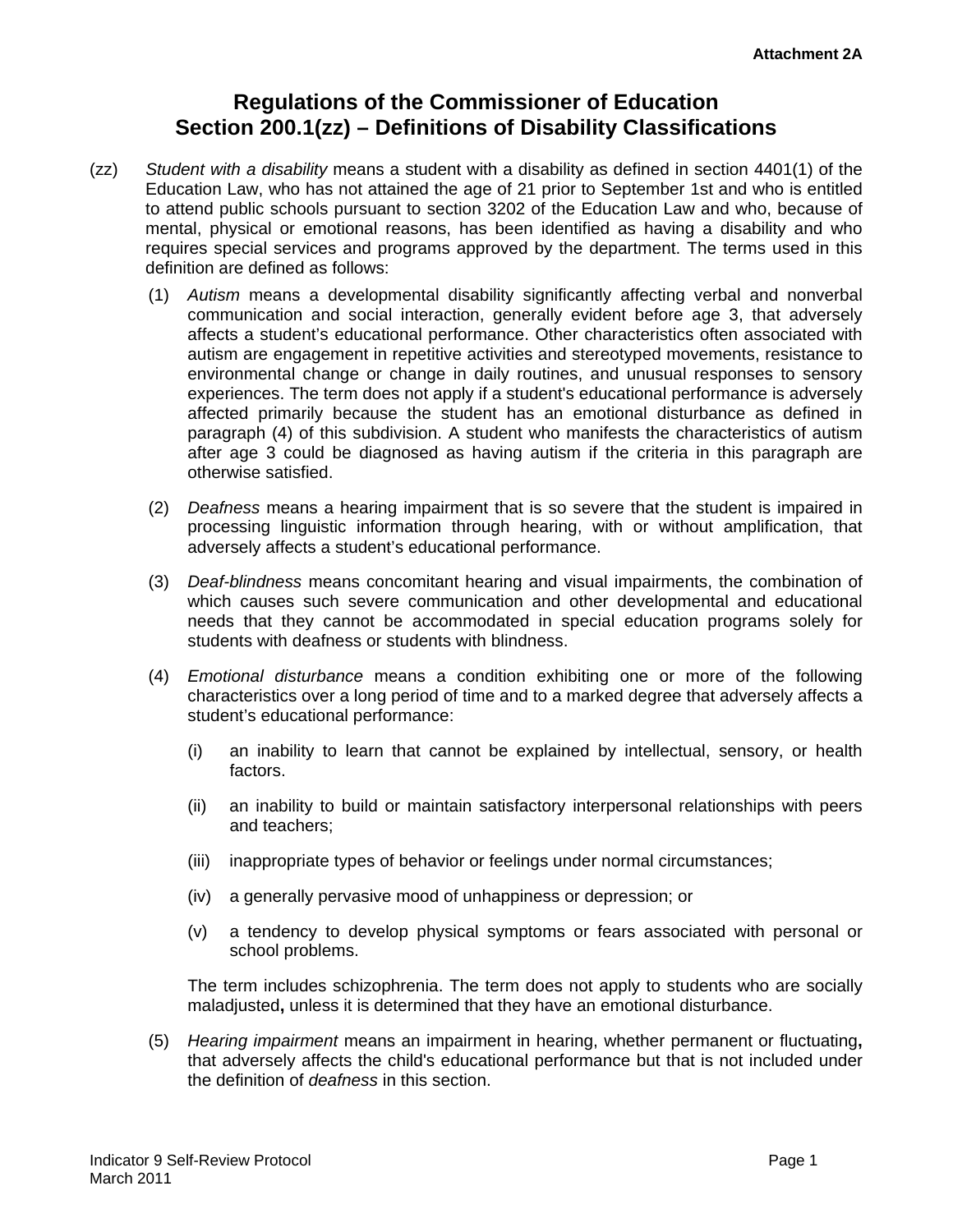Attachment 2A

# Regulations of the Commissioner of Education
# Section 200.1(zz) – Definitions of Disability Classifications

(zz) *Student with a disability* means a student with a disability as defined in section 4401(1) of the Education Law, who has not attained the age of 21 prior to September 1st and who is entitled to attend public schools pursuant to section 3202 of the Education Law and who, because of mental, physical or emotional reasons, has been identified as having a disability and who requires special services and programs approved by the department. The terms used in this definition are defined as follows:

(1) *Autism* means a developmental disability significantly affecting verbal and nonverbal communication and social interaction, generally evident before age 3, that adversely affects a student's educational performance. Other characteristics often associated with autism are engagement in repetitive activities and stereotyped movements, resistance to environmental change or change in daily routines, and unusual responses to sensory experiences. The term does not apply if a student's educational performance is adversely affected primarily because the student has an emotional disturbance as defined in paragraph (4) of this subdivision. A student who manifests the characteristics of autism after age 3 could be diagnosed as having autism if the criteria in this paragraph are otherwise satisfied.

(2) *Deafness* means a hearing impairment that is so severe that the student is impaired in processing linguistic information through hearing, with or without amplification, that adversely affects a student's educational performance.

(3) *Deaf-blindness* means concomitant hearing and visual impairments, the combination of which causes such severe communication and other developmental and educational needs that they cannot be accommodated in special education programs solely for students with deafness or students with blindness.

(4) *Emotional disturbance* means a condition exhibiting one or more of the following characteristics over a long period of time and to a marked degree that adversely affects a student's educational performance:

(i) an inability to learn that cannot be explained by intellectual, sensory, or health factors.

(ii) an inability to build or maintain satisfactory interpersonal relationships with peers and teachers;

(iii) inappropriate types of behavior or feelings under normal circumstances;

(iv) a generally pervasive mood of unhappiness or depression; or

(v) a tendency to develop physical symptoms or fears associated with personal or school problems.

The term includes schizophrenia. The term does not apply to students who are socially maladjusted**,** unless it is determined that they have an emotional disturbance.

(5) *Hearing impairment* means an impairment in hearing, whether permanent or fluctuating**,** that adversely affects the child's educational performance but that is not included under the definition of *deafness* in this section.

Indicator 9 Self-Review Protocol
March 2011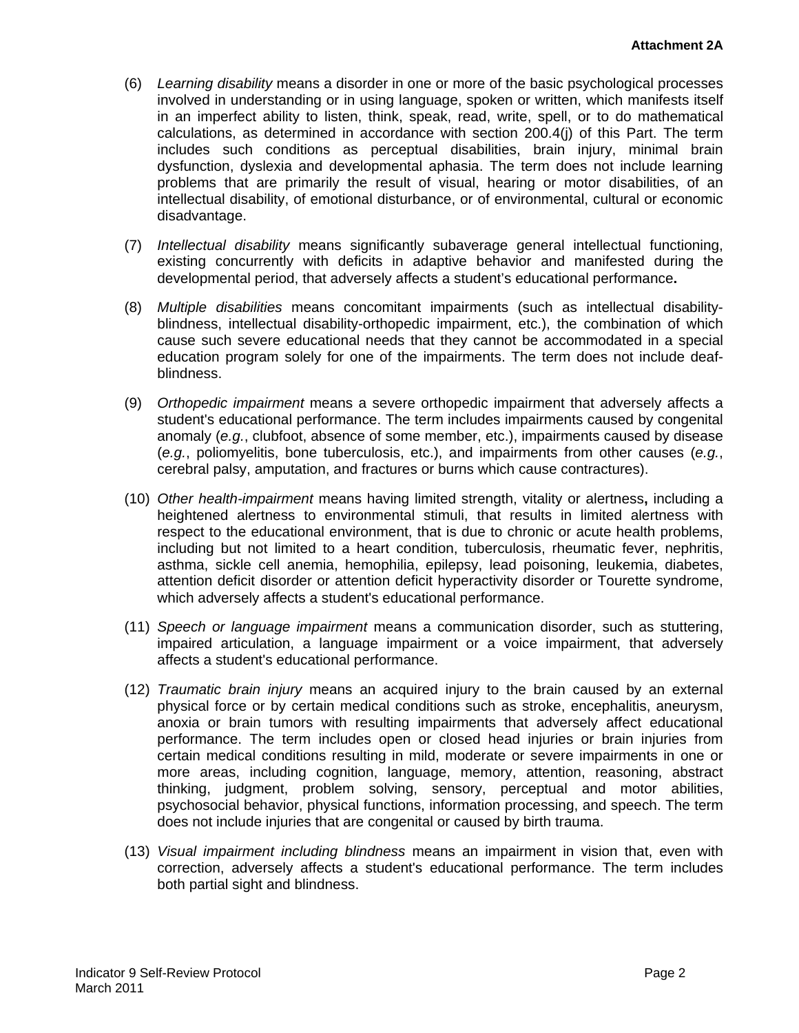(6) *Learning disability* means a disorder in one or more of the basic psychological processes involved in understanding or in using language, spoken or written, which manifests itself in an imperfect ability to listen, think, speak, read, write, spell, or to do mathematical calculations, as determined in accordance with section 200.4(j) of this Part. The term includes such conditions as perceptual disabilities, brain injury, minimal brain dysfunction, dyslexia and developmental aphasia. The term does not include learning problems that are primarily the result of visual, hearing or motor disabilities, of an intellectual disability, of emotional disturbance, or of environmental, cultural or economic disadvantage.

(7) *Intellectual disability* means significantly subaverage general intellectual functioning, existing concurrently with deficits in adaptive behavior and manifested during the developmental period, that adversely affects a student's educational performance**.**

(8) *Multiple disabilities* means concomitant impairments (such as intellectual disability-blindness, intellectual disability-orthopedic impairment, etc.), the combination of which cause such severe educational needs that they cannot be accommodated in a special education program solely for one of the impairments. The term does not include deaf-blindness.

(9) *Orthopedic impairment* means a severe orthopedic impairment that adversely affects a student's educational performance. The term includes impairments caused by congenital anomaly (*e.g.*, clubfoot, absence of some member, etc.), impairments caused by disease (*e.g.*, poliomyelitis, bone tuberculosis, etc.), and impairments from other causes (*e.g.*, cerebral palsy, amputation, and fractures or burns which cause contractures).

(10) *Other health-impairment* means having limited strength, vitality or alertness**,** including a heightened alertness to environmental stimuli, that results in limited alertness with respect to the educational environment, that is due to chronic or acute health problems, including but not limited to a heart condition, tuberculosis, rheumatic fever, nephritis, asthma, sickle cell anemia, hemophilia, epilepsy, lead poisoning, leukemia, diabetes, attention deficit disorder or attention deficit hyperactivity disorder or Tourette syndrome, which adversely affects a student's educational performance.

(11) *Speech or language impairment* means a communication disorder, such as stuttering, impaired articulation, a language impairment or a voice impairment, that adversely affects a student's educational performance.

(12) *Traumatic brain injury* means an acquired injury to the brain caused by an external physical force or by certain medical conditions such as stroke, encephalitis, aneurysm, anoxia or brain tumors with resulting impairments that adversely affect educational performance. The term includes open or closed head injuries or brain injuries from certain medical conditions resulting in mild, moderate or severe impairments in one or more areas, including cognition, language, memory, attention, reasoning, abstract thinking, judgment, problem solving, sensory, perceptual and motor abilities, psychosocial behavior, physical functions, information processing, and speech. The term does not include injuries that are congenital or caused by birth trauma.

(13) *Visual impairment including blindness* means an impairment in vision that, even with correction, adversely affects a student's educational performance. The term includes both partial sight and blindness.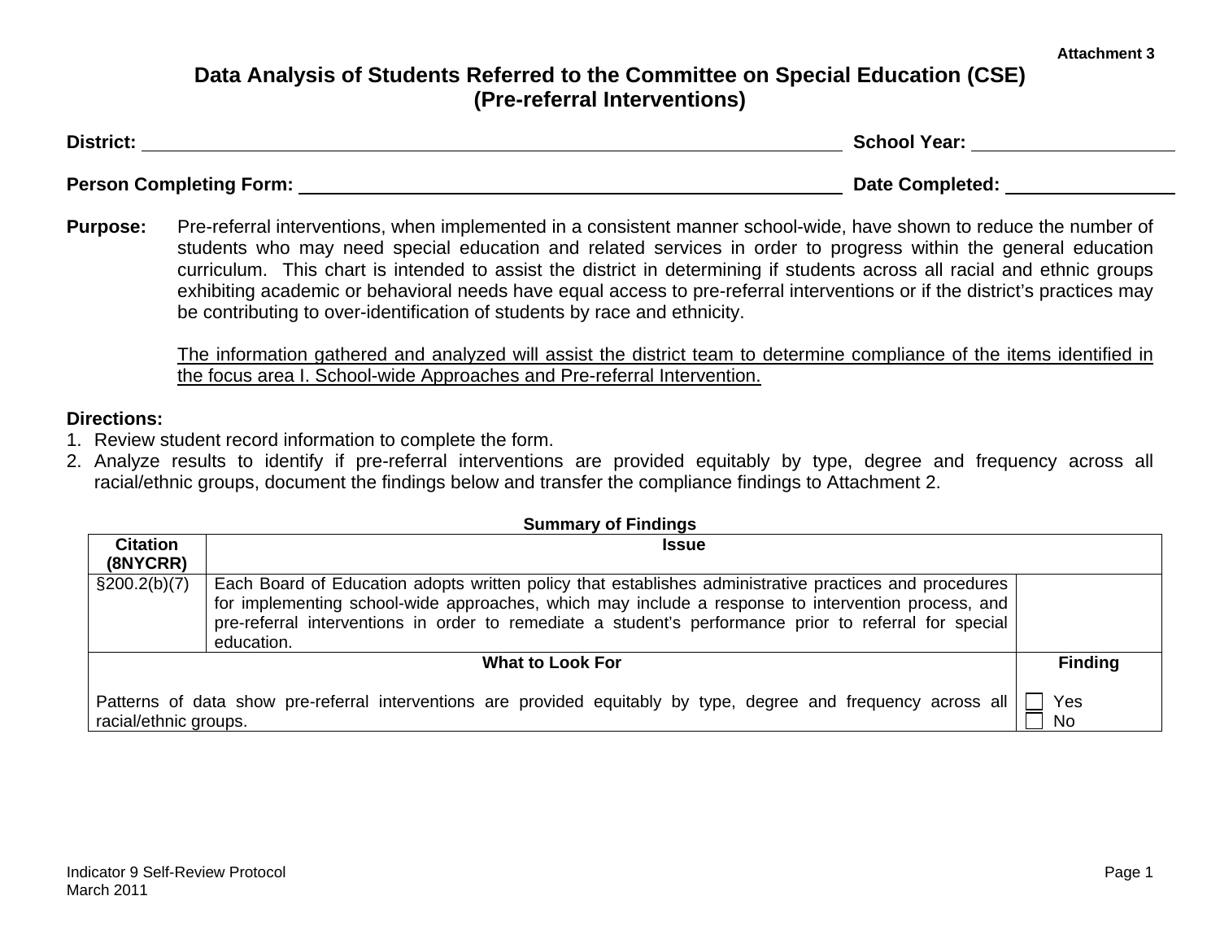Attachment 3

# Data Analysis of Students Referred to the Committee on Special Education (CSE)
## (Pre-referral Interventions)

**District:** ______________________________ **School Year:** ____________

**Person Completing Form:** ______________________________ **Date Completed:** ____________

**Purpose:** Pre-referral interventions, when implemented in a consistent manner school-wide, have shown to reduce the number of students who may need special education and related services in order to progress within the general education curriculum. This chart is intended to assist the district in determining if students across all racial and ethnic groups exhibiting academic or behavioral needs have equal access to pre-referral interventions or if the district's practices may be contributing to over-identification of students by race and ethnicity.

<u>The information gathered and analyzed will assist the district team to determine compliance of the items identified in the focus area I. School-wide Approaches and Pre-referral Intervention.</u>

**Directions:**

1. Review student record information to complete the form.
2. Analyze results to identify if pre-referral interventions are provided equitably by type, degree and frequency across all racial/ethnic groups, document the findings below and transfer the compliance findings to Attachment 2.

**Summary of Findings**

| Citation (8NYCRR) | Issue | |
|---|---|---|
| §200.2(b)(7) | Each Board of Education adopts written policy that establishes administrative practices and procedures for implementing school-wide approaches, which may include a response to intervention process, and pre-referral interventions in order to remediate a student's performance prior to referral for special education. | |
| **What to Look For** | | **Finding** |
| Patterns of data show pre-referral interventions are provided equitably by type, degree and frequency across all racial/ethnic groups. | | ☐ Yes ☐ No |

Indicator 9 Self-Review Protocol
March 2011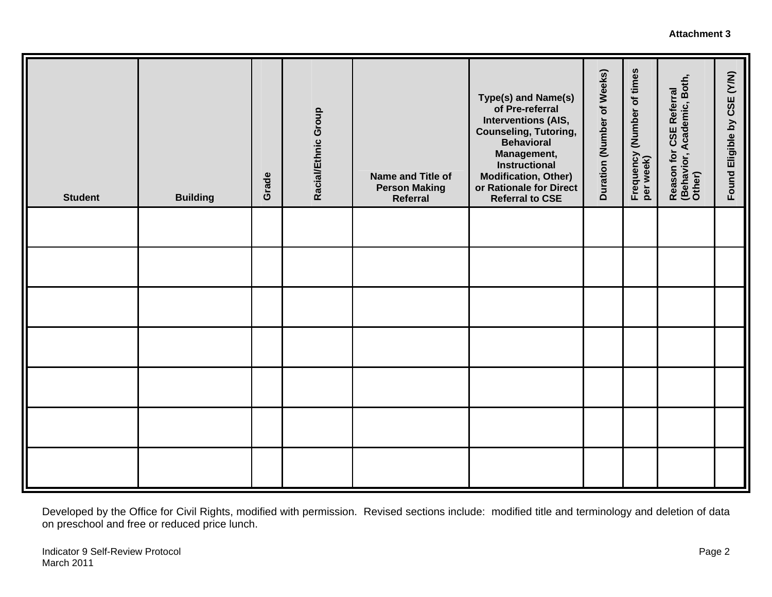**Attachment 3**

| Student | Building | Grade | Racial/Ethnic Group | Name and Title of Person Making Referral | Type(s) and Name(s) of Pre-referral Interventions (AIS, Counseling, Tutoring, Behavioral Management, Instructional Modification, Other) or Rationale for Direct Referral to CSE | Duration (Number of Weeks) | Frequency (Number of times per week) | Reason for CSE Referral (Behavior, Academic, Both, Other) | Found Eligible by CSE (Y/N) |
|---|---|---|---|---|---|---|---|---|---|
| | | | | | | | | | |
| | | | | | | | | | |
| | | | | | | | | | |
| | | | | | | | | | |
| | | | | | | | | | |
| | | | | | | | | | |
| | | | | | | | | | |

Developed by the Office for Civil Rights, modified with permission. Revised sections include: modified title and terminology and deletion of data on preschool and free or reduced price lunch.

Indicator 9 Self-Review Protocol
March 2011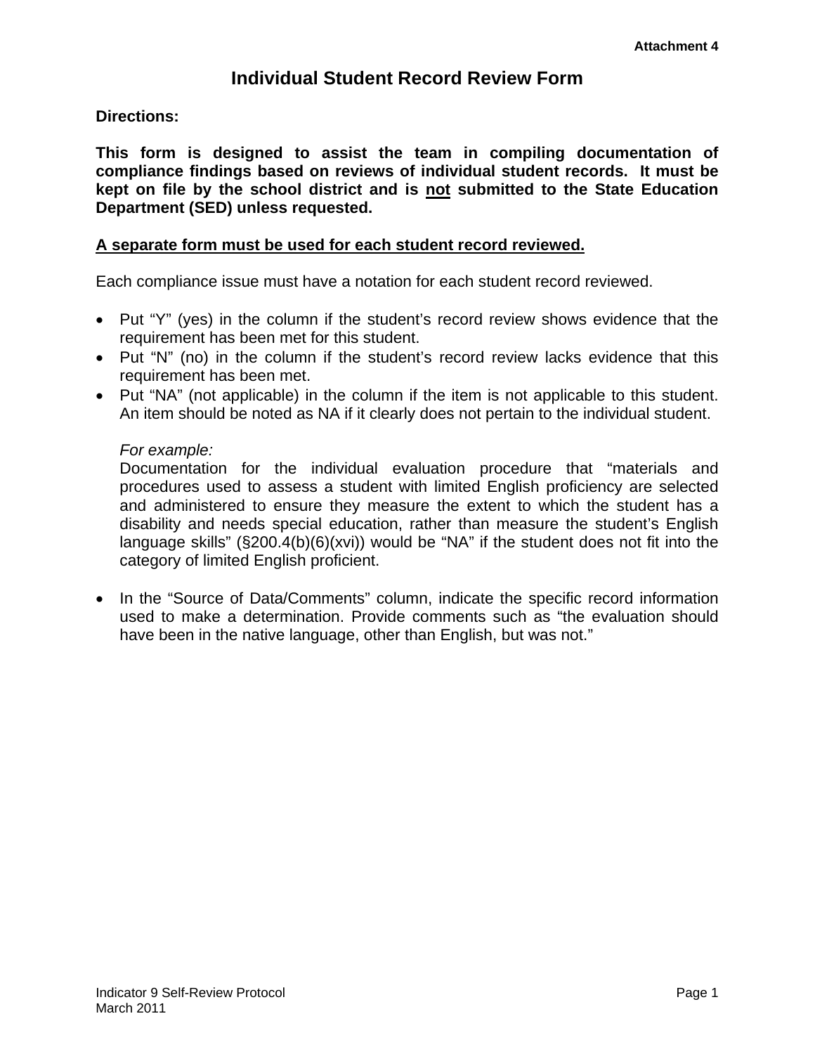Attachment 4

# Individual Student Record Review Form

**Directions:**

**This form is designed to assist the team in compiling documentation of compliance findings based on reviews of individual student records. It must be kept on file by the school district and is <u>not</u> submitted to the State Education Department (SED) unless requested.**

**<u>A separate form must be used for each student record reviewed.</u>**

Each compliance issue must have a notation for each student record reviewed.

- Put "Y" (yes) in the column if the student's record review shows evidence that the requirement has been met for this student.
- Put "N" (no) in the column if the student's record review lacks evidence that this requirement has been met.
- Put "NA" (not applicable) in the column if the item is not applicable to this student. An item should be noted as NA if it clearly does not pertain to the individual student.

  *For example:*
  Documentation for the individual evaluation procedure that "materials and procedures used to assess a student with limited English proficiency are selected and administered to ensure they measure the extent to which the student has a disability and needs special education, rather than measure the student's English language skills" (§200.4(b)(6)(xvi)) would be "NA" if the student does not fit into the category of limited English proficient.

- In the "Source of Data/Comments" column, indicate the specific record information used to make a determination. Provide comments such as "the evaluation should have been in the native language, other than English, but was not."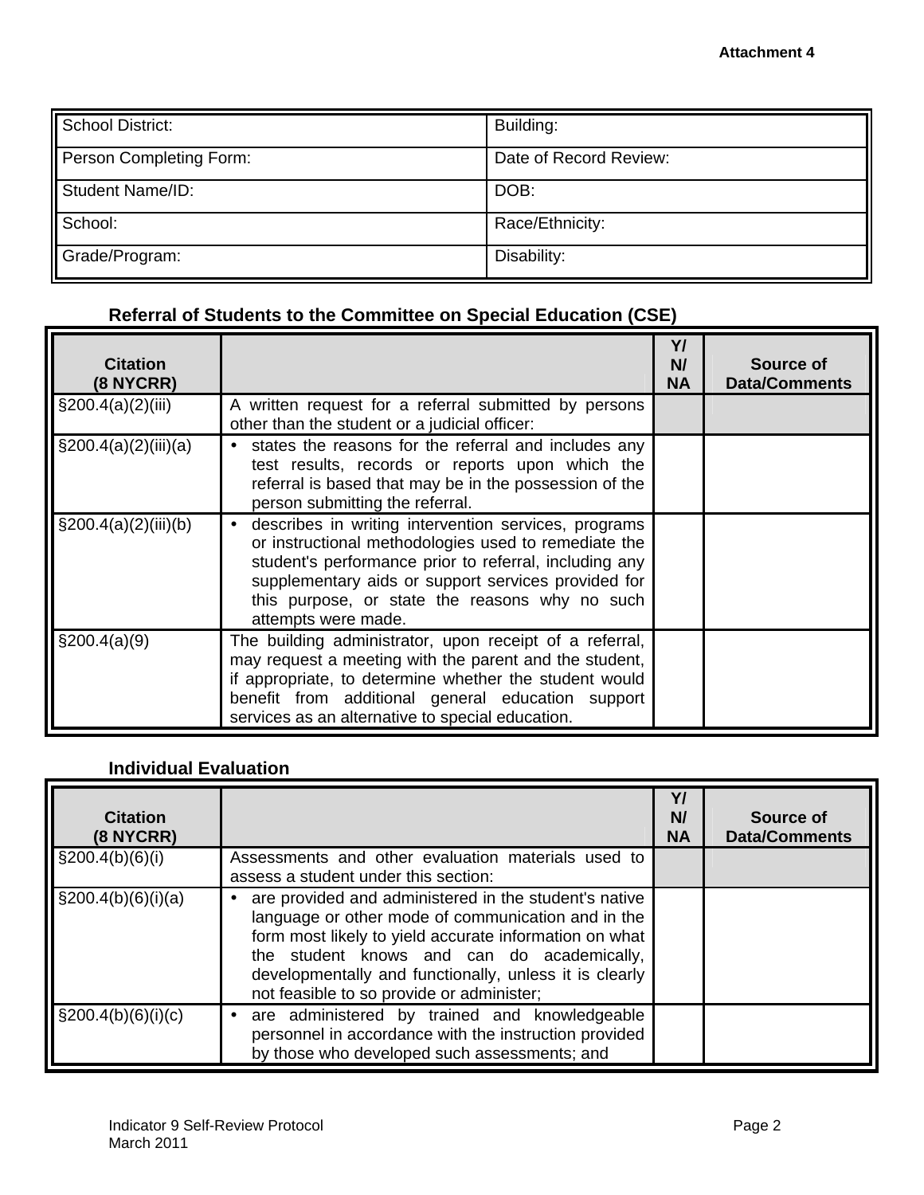Attachment 4

| School District: | Building: |
|---|---|
| Person Completing Form: | Date of Record Review: |
| Student Name/ID: | DOB: |
| School: | Race/Ethnicity: |
| Grade/Program: | Disability: |

### Referral of Students to the Committee on Special Education (CSE)

| Citation (8 NYCRR) | | Y/ N/ NA | Source of Data/Comments |
|---|---|---|---|
| §200.4(a)(2)(iii) | A written request for a referral submitted by persons other than the student or a judicial officer: | | |
| §200.4(a)(2)(iii)(a) | • states the reasons for the referral and includes any test results, records or reports upon which the referral is based that may be in the possession of the person submitting the referral. | | |
| §200.4(a)(2)(iii)(b) | • describes in writing intervention services, programs or instructional methodologies used to remediate the student's performance prior to referral, including any supplementary aids or support services provided for this purpose, or state the reasons why no such attempts were made. | | |
| §200.4(a)(9) | The building administrator, upon receipt of a referral, may request a meeting with the parent and the student, if appropriate, to determine whether the student would benefit from additional general education support services as an alternative to special education. | | |

### Individual Evaluation

| Citation (8 NYCRR) | | Y/ N/ NA | Source of Data/Comments |
|---|---|---|---|
| §200.4(b)(6)(i) | Assessments and other evaluation materials used to assess a student under this section: | | |
| §200.4(b)(6)(i)(a) | • are provided and administered in the student's native language or other mode of communication and in the form most likely to yield accurate information on what the student knows and can do academically, developmentally and functionally, unless it is clearly not feasible to so provide or administer; | | |
| §200.4(b)(6)(i)(c) | • are administered by trained and knowledgeable personnel in accordance with the instruction provided by those who developed such assessments; and | | |

Indicator 9 Self-Review Protocol
March 2011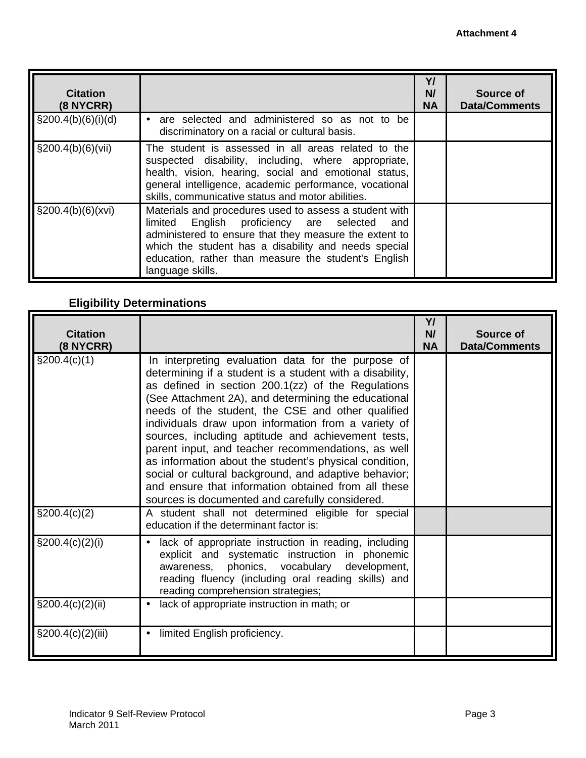Attachment 4

| Citation (8 NYCRR) | | Y/ N/ NA | Source of Data/Comments |
|---|---|---|---|
| §200.4(b)(6)(i)(d) | • are selected and administered so as not to be discriminatory on a racial or cultural basis. | | |
| §200.4(b)(6)(vii) | The student is assessed in all areas related to the suspected disability, including, where appropriate, health, vision, hearing, social and emotional status, general intelligence, academic performance, vocational skills, communicative status and motor abilities. | | |
| §200.4(b)(6)(xvi) | Materials and procedures used to assess a student with limited English proficiency are selected and administered to ensure that they measure the extent to which the student has a disability and needs special education, rather than measure the student's English language skills. | | |

**Eligibility Determinations**

| Citation (8 NYCRR) | | Y/ N/ NA | Source of Data/Comments |
|---|---|---|---|
| §200.4(c)(1) | In interpreting evaluation data for the purpose of determining if a student is a student with a disability, as defined in section 200.1(zz) of the Regulations (See Attachment 2A), and determining the educational needs of the student, the CSE and other qualified individuals draw upon information from a variety of sources, including aptitude and achievement tests, parent input, and teacher recommendations, as well as information about the student's physical condition, social or cultural background, and adaptive behavior; and ensure that information obtained from all these sources is documented and carefully considered. | | |
| §200.4(c)(2) | A student shall not determined eligible for special education if the determinant factor is: | | |
| §200.4(c)(2)(i) | • lack of appropriate instruction in reading, including explicit and systematic instruction in phonemic awareness, phonics, vocabulary development, reading fluency (including oral reading skills) and reading comprehension strategies; | | |
| §200.4(c)(2)(ii) | • lack of appropriate instruction in math; or | | |
| §200.4(c)(2)(iii) | • limited English proficiency. | | |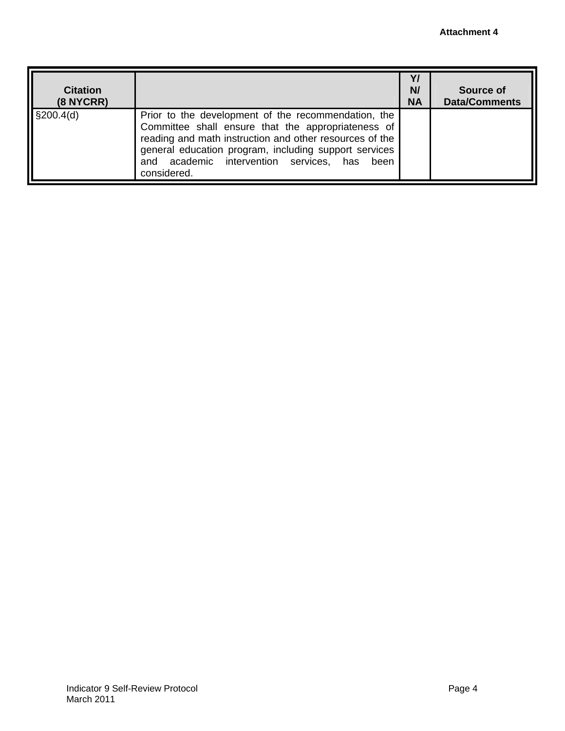Attachment 4

| Citation (8 NYCRR) | | Y/ N/ NA | Source of Data/Comments |
|---|---|---|---|
| §200.4(d) | Prior to the development of the recommendation, the Committee shall ensure that the appropriateness of reading and math instruction and other resources of the general education program, including support services and academic intervention services, has been considered. | | |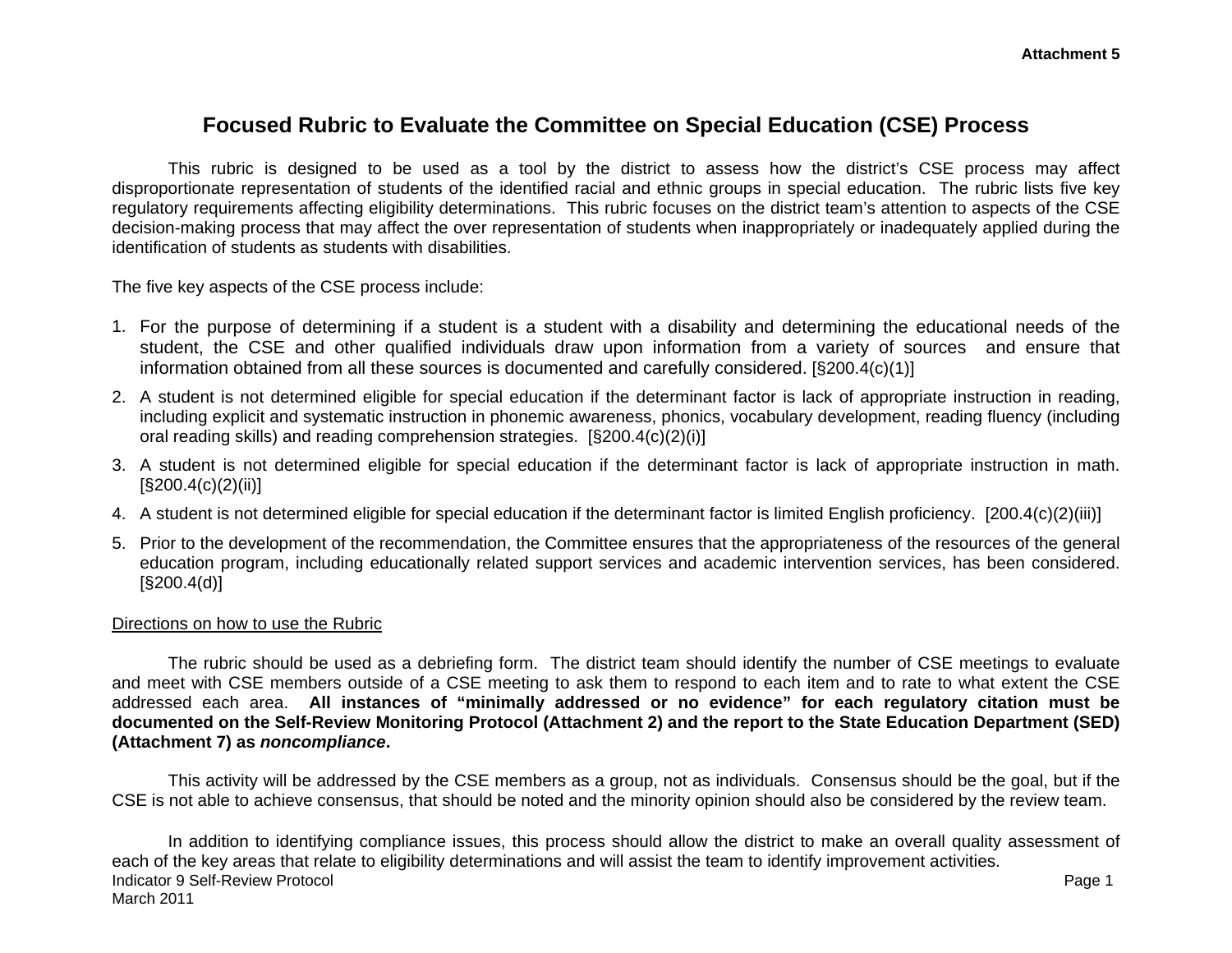**Attachment 5**

# Focused Rubric to Evaluate the Committee on Special Education (CSE) Process

This rubric is designed to be used as a tool by the district to assess how the district's CSE process may affect disproportionate representation of students of the identified racial and ethnic groups in special education. The rubric lists five key regulatory requirements affecting eligibility determinations. This rubric focuses on the district team's attention to aspects of the CSE decision-making process that may affect the over representation of students when inappropriately or inadequately applied during the identification of students as students with disabilities.

The five key aspects of the CSE process include:

1. For the purpose of determining if a student is a student with a disability and determining the educational needs of the student, the CSE and other qualified individuals draw upon information from a variety of sources and ensure that information obtained from all these sources is documented and carefully considered. [§200.4(c)(1)]
2. A student is not determined eligible for special education if the determinant factor is lack of appropriate instruction in reading, including explicit and systematic instruction in phonemic awareness, phonics, vocabulary development, reading fluency (including oral reading skills) and reading comprehension strategies. [§200.4(c)(2)(i)]
3. A student is not determined eligible for special education if the determinant factor is lack of appropriate instruction in math. [§200.4(c)(2)(ii)]
4. A student is not determined eligible for special education if the determinant factor is limited English proficiency. [200.4(c)(2)(iii)]
5. Prior to the development of the recommendation, the Committee ensures that the appropriateness of the resources of the general education program, including educationally related support services and academic intervention services, has been considered. [§200.4(d)]

Directions on how to use the Rubric

The rubric should be used as a debriefing form. The district team should identify the number of CSE meetings to evaluate and meet with CSE members outside of a CSE meeting to ask them to respond to each item and to rate to what extent the CSE addressed each area. **All instances of "minimally addressed or no evidence" for each regulatory citation must be documented on the Self-Review Monitoring Protocol (Attachment 2) and the report to the State Education Department (SED) (Attachment 7) as *noncompliance*.**

This activity will be addressed by the CSE members as a group, not as individuals. Consensus should be the goal, but if the CSE is not able to achieve consensus, that should be noted and the minority opinion should also be considered by the review team.

In addition to identifying compliance issues, this process should allow the district to make an overall quality assessment of each of the key areas that relate to eligibility determinations and will assist the team to identify improvement activities.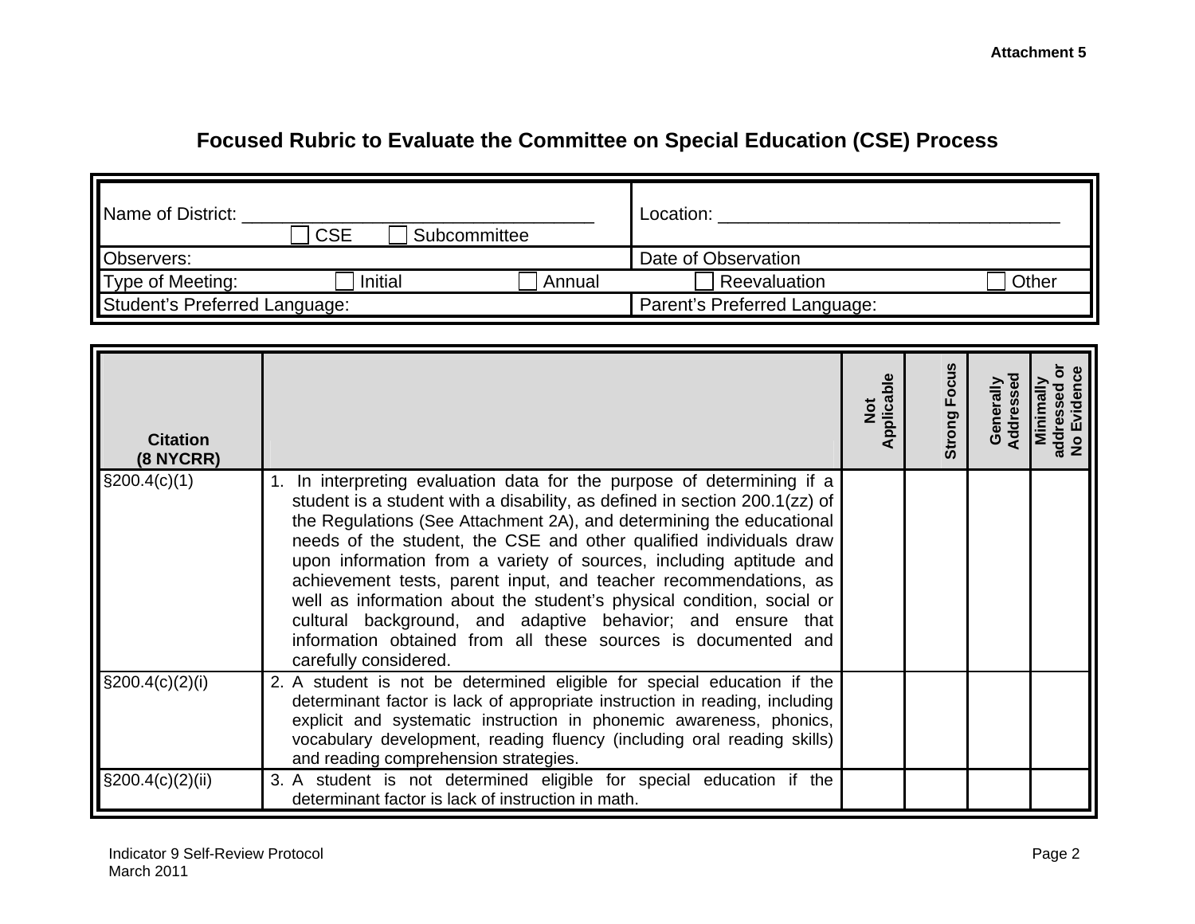Attachment 5

## Focused Rubric to Evaluate the Committee on Special Education (CSE) Process

| | | | |
|---|---|---|---|
| Name of District: ______________________________ ☐ CSE ☐ Subcommittee | | Location: ______________________________ | |
| Observers: | | Date of Observation | |
| Type of Meeting: ☐ Initial | ☐ Annual | ☐ Reevaluation | ☐ Other |
| Student's Preferred Language: | | Parent's Preferred Language: | |

| Citation (8 NYCRR) | | Not Applicable | Strong Focus | Generally Addressed | Minimally addressed or No Evidence |
|---|---|---|---|---|---|
| §200.4(c)(1) | 1. In interpreting evaluation data for the purpose of determining if a student is a student with a disability, as defined in section 200.1(zz) of the Regulations (See Attachment 2A), and determining the educational needs of the student, the CSE and other qualified individuals draw upon information from a variety of sources, including aptitude and achievement tests, parent input, and teacher recommendations, as well as information about the student's physical condition, social or cultural background, and adaptive behavior; and ensure that information obtained from all these sources is documented and carefully considered. | | | | |
| §200.4(c)(2)(i) | 2. A student is not be determined eligible for special education if the determinant factor is lack of appropriate instruction in reading, including explicit and systematic instruction in phonemic awareness, phonics, vocabulary development, reading fluency (including oral reading skills) and reading comprehension strategies. | | | | |
| §200.4(c)(2)(ii) | 3. A student is not determined eligible for special education if the determinant factor is lack of instruction in math. | | | | |

Indicator 9 Self-Review Protocol
March 2011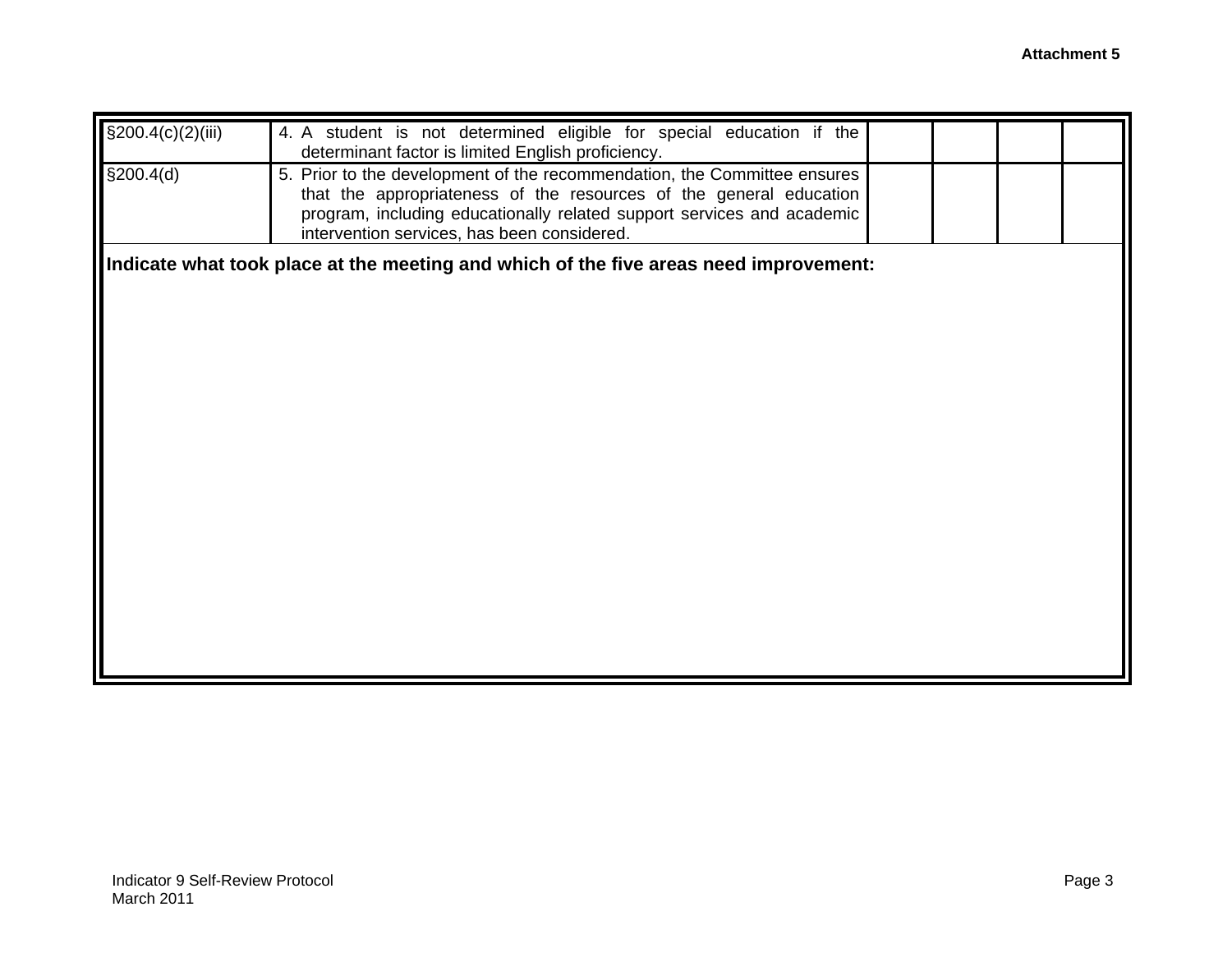| | | | | | |
|---|---|---|---|---|---|
| §200.4(c)(2)(iii) | 4. A student is not determined eligible for special education if the determinant factor is limited English proficiency. | | | | |
| §200.4(d) | 5. Prior to the development of the recommendation, the Committee ensures that the appropriateness of the resources of the general education program, including educationally related support services and academic intervention services, has been considered. | | | | |

**Indicate what took place at the meeting and which of the five areas need improvement:**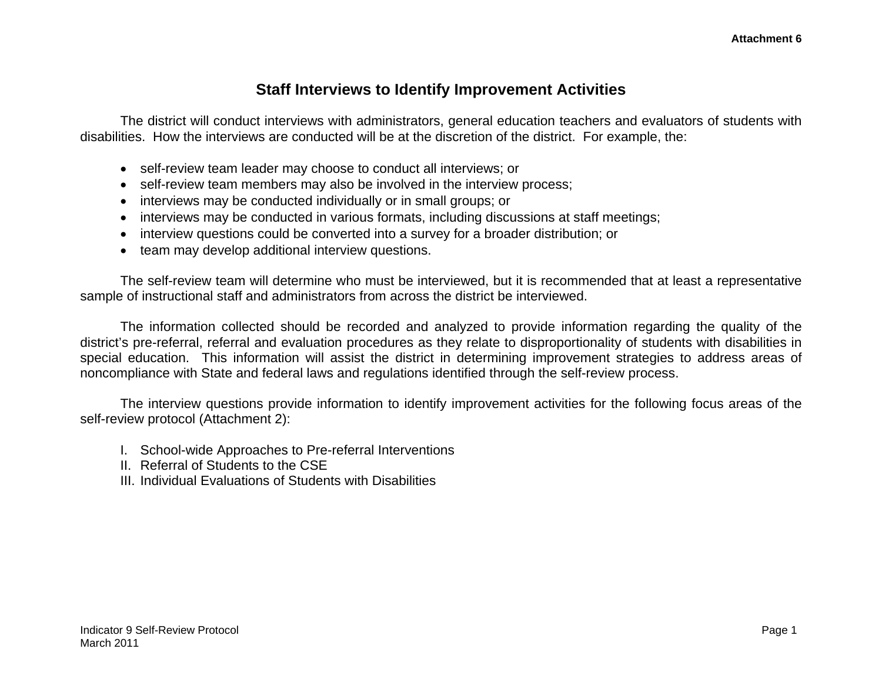Attachment 6

# Staff Interviews to Identify Improvement Activities

The district will conduct interviews with administrators, general education teachers and evaluators of students with disabilities. How the interviews are conducted will be at the discretion of the district. For example, the:

- self-review team leader may choose to conduct all interviews; or
- self-review team members may also be involved in the interview process;
- interviews may be conducted individually or in small groups; or
- interviews may be conducted in various formats, including discussions at staff meetings;
- interview questions could be converted into a survey for a broader distribution; or
- team may develop additional interview questions.

The self-review team will determine who must be interviewed, but it is recommended that at least a representative sample of instructional staff and administrators from across the district be interviewed.

The information collected should be recorded and analyzed to provide information regarding the quality of the district's pre-referral, referral and evaluation procedures as they relate to disproportionality of students with disabilities in special education. This information will assist the district in determining improvement strategies to address areas of noncompliance with State and federal laws and regulations identified through the self-review process.

The interview questions provide information to identify improvement activities for the following focus areas of the self-review protocol (Attachment 2):

I. School-wide Approaches to Pre-referral Interventions
II. Referral of Students to the CSE
III. Individual Evaluations of Students with Disabilities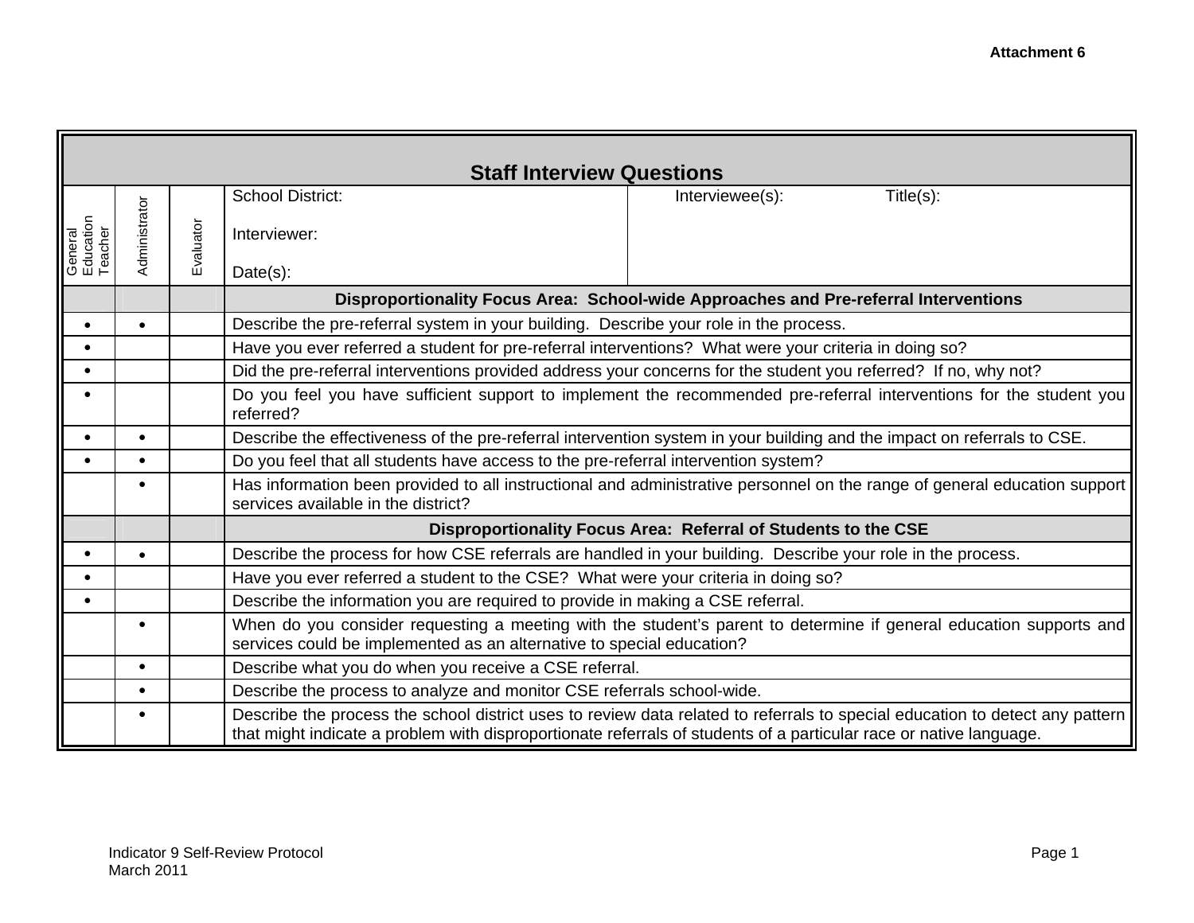**Attachment 6**

## Staff Interview Questions

| General Education Teacher | Administrator | Evaluator | School District: Interviewer: Date(s): | Interviewee(s): Title(s): |
|---|---|---|---|---|
| | | | **Disproportionality Focus Area: School-wide Approaches and Pre-referral Interventions** | |
| • | • | | Describe the pre-referral system in your building. Describe your role in the process. | |
| • | | | Have you ever referred a student for pre-referral interventions? What were your criteria in doing so? | |
| • | | | Did the pre-referral interventions provided address your concerns for the student you referred? If no, why not? | |
| • | | | Do you feel you have sufficient support to implement the recommended pre-referral interventions for the student you referred? | |
| • | • | | Describe the effectiveness of the pre-referral intervention system in your building and the impact on referrals to CSE. | |
| • | • | | Do you feel that all students have access to the pre-referral intervention system? | |
| | • | | Has information been provided to all instructional and administrative personnel on the range of general education support services available in the district? | |
| | | | **Disproportionality Focus Area: Referral of Students to the CSE** | |
| • | • | | Describe the process for how CSE referrals are handled in your building. Describe your role in the process. | |
| • | | | Have you ever referred a student to the CSE? What were your criteria in doing so? | |
| • | | | Describe the information you are required to provide in making a CSE referral. | |
| | • | | When do you consider requesting a meeting with the student's parent to determine if general education supports and services could be implemented as an alternative to special education? | |
| | • | | Describe what you do when you receive a CSE referral. | |
| | • | | Describe the process to analyze and monitor CSE referrals school-wide. | |
| | • | | Describe the process the school district uses to review data related to referrals to special education to detect any pattern that might indicate a problem with disproportionate referrals of students of a particular race or native language. | |

Indicator 9 Self-Review Protocol
March 2011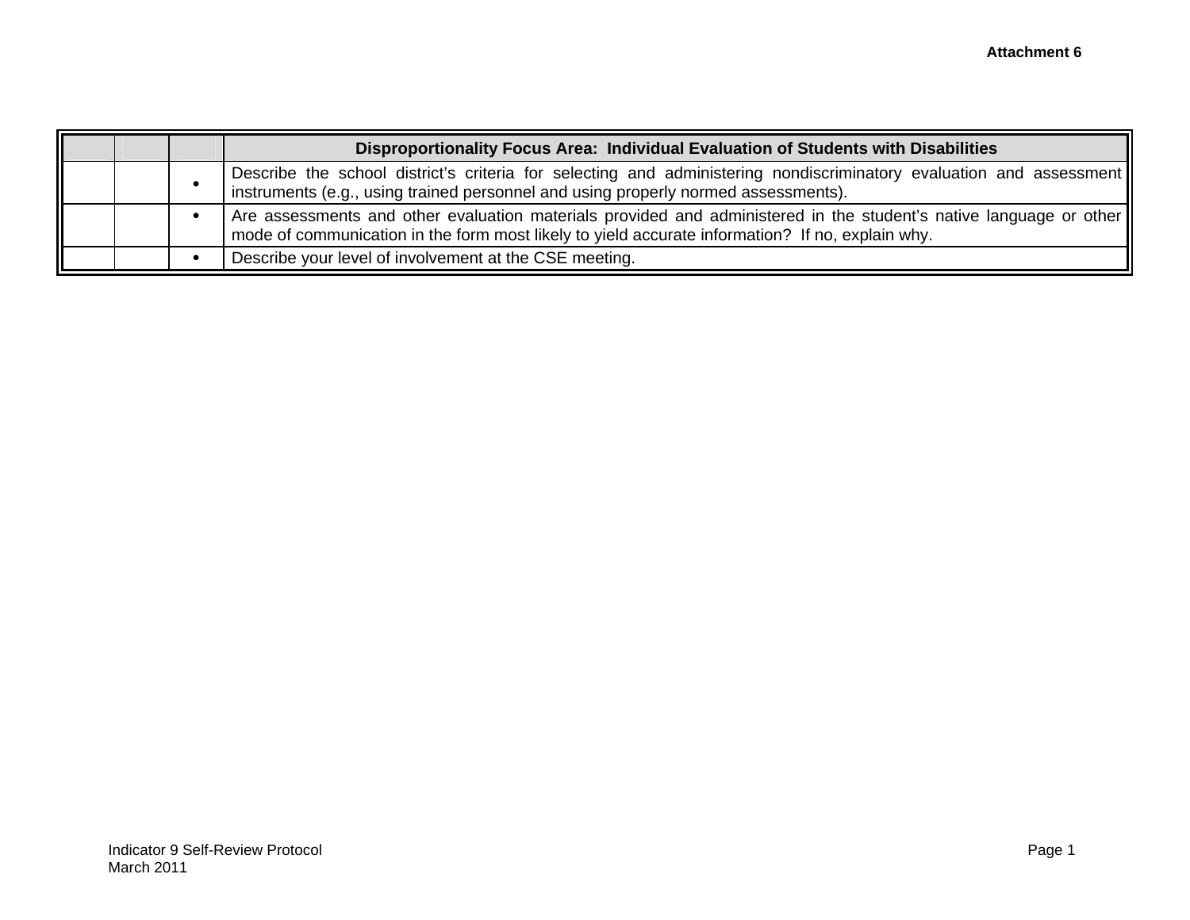Attachment 6

| | | | Disproportionality Focus Area: Individual Evaluation of Students with Disabilities |
|---|---|---|---|
| | | • | Describe the school district's criteria for selecting and administering nondiscriminatory evaluation and assessment instruments (e.g., using trained personnel and using properly normed assessments). |
| | | • | Are assessments and other evaluation materials provided and administered in the student's native language or other mode of communication in the form most likely to yield accurate information? If no, explain why. |
| | | • | Describe your level of involvement at the CSE meeting. |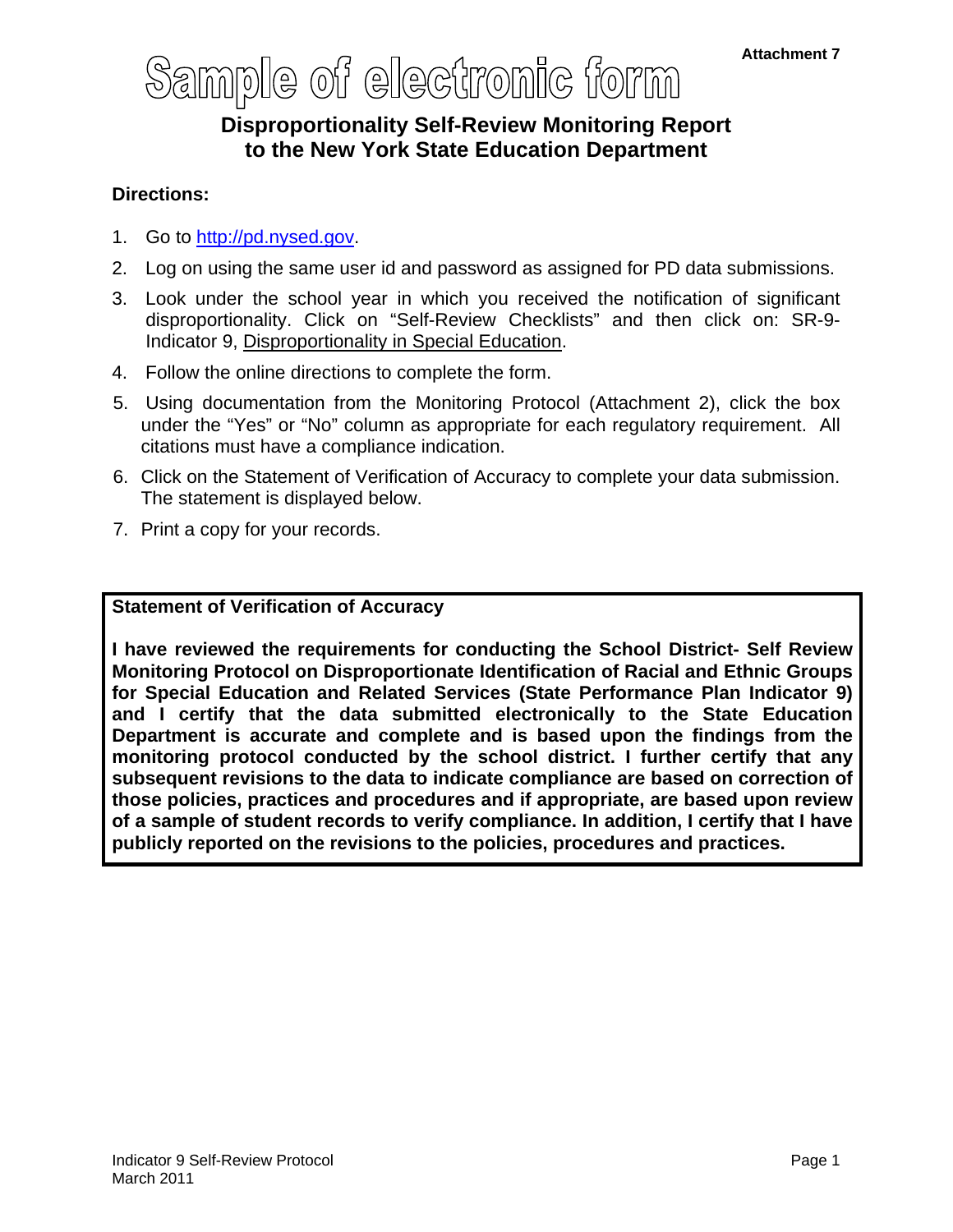Attachment 7

# Sample of electronic form

## Disproportionality Self-Review Monitoring Report to the New York State Education Department

**Directions:**

1. Go to http://pd.nysed.gov.
2. Log on using the same user id and password as assigned for PD data submissions.
3. Look under the school year in which you received the notification of significant disproportionality. Click on "Self-Review Checklists" and then click on: SR-9-Indicator 9, Disproportionality in Special Education.
4. Follow the online directions to complete the form.
5. Using documentation from the Monitoring Protocol (Attachment 2), click the box under the "Yes" or "No" column as appropriate for each regulatory requirement. All citations must have a compliance indication.
6. Click on the Statement of Verification of Accuracy to complete your data submission. The statement is displayed below.
7. Print a copy for your records.

**Statement of Verification of Accuracy**

**I have reviewed the requirements for conducting the School District- Self Review Monitoring Protocol on Disproportionate Identification of Racial and Ethnic Groups for Special Education and Related Services (State Performance Plan Indicator 9) and I certify that the data submitted electronically to the State Education Department is accurate and complete and is based upon the findings from the monitoring protocol conducted by the school district. I further certify that any subsequent revisions to the data to indicate compliance are based on correction of those policies, practices and procedures and if appropriate, are based upon review of a sample of student records to verify compliance. In addition, I certify that I have publicly reported on the revisions to the policies, procedures and practices.**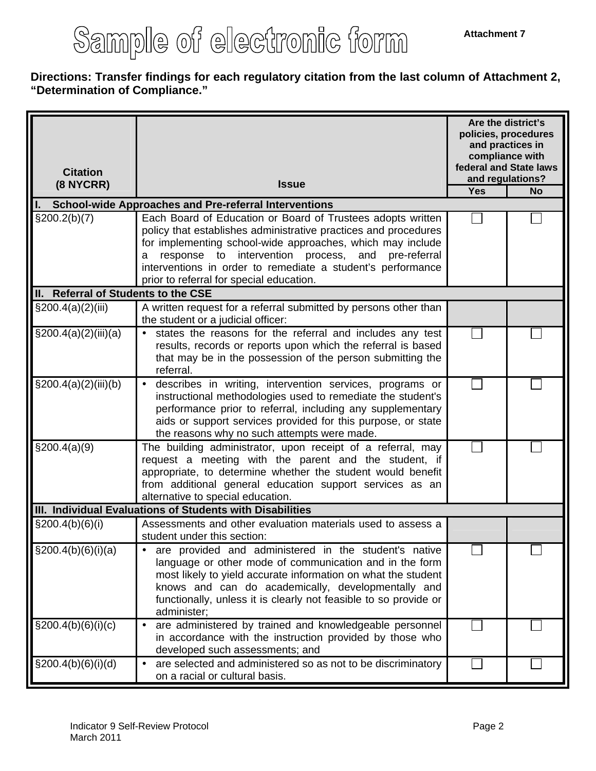# Sample of electronic form

**Attachment 7**

**Directions: Transfer findings for each regulatory citation from the last column of Attachment 2, "Determination of Compliance."**

| Citation (8 NYCRR) | Issue | Are the district's policies, procedures and practices in compliance with federal and State laws and regulations? | |
|---|---|---|---|
| | | **Yes** | **No** |
| **I. School-wide Approaches and Pre-referral Interventions** | | | |
| §200.2(b)(7) | Each Board of Education or Board of Trustees adopts written policy that establishes administrative practices and procedures for implementing school-wide approaches, which may include a response to intervention process, and pre-referral interventions in order to remediate a student's performance prior to referral for special education. | ☐ | ☐ |
| **II. Referral of Students to the CSE** | | | |
| §200.4(a)(2)(iii) | A written request for a referral submitted by persons other than the student or a judicial officer: | | |
| §200.4(a)(2)(iii)(a) | • states the reasons for the referral and includes any test results, records or reports upon which the referral is based that may be in the possession of the person submitting the referral. | ☐ | ☐ |
| §200.4(a)(2)(iii)(b) | • describes in writing, intervention services, programs or instructional methodologies used to remediate the student's performance prior to referral, including any supplementary aids or support services provided for this purpose, or state the reasons why no such attempts were made. | ☐ | ☐ |
| §200.4(a)(9) | The building administrator, upon receipt of a referral, may request a meeting with the parent and the student, if appropriate, to determine whether the student would benefit from additional general education support services as an alternative to special education. | ☐ | ☐ |
| **III. Individual Evaluations of Students with Disabilities** | | | |
| §200.4(b)(6)(i) | Assessments and other evaluation materials used to assess a student under this section: | | |
| §200.4(b)(6)(i)(a) | • are provided and administered in the student's native language or other mode of communication and in the form most likely to yield accurate information on what the student knows and can do academically, developmentally and functionally, unless it is clearly not feasible to so provide or administer; | ☐ | ☐ |
| §200.4(b)(6)(i)(c) | • are administered by trained and knowledgeable personnel in accordance with the instruction provided by those who developed such assessments; and | ☐ | ☐ |
| §200.4(b)(6)(i)(d) | • are selected and administered so as not to be discriminatory on a racial or cultural basis. | ☐ | ☐ |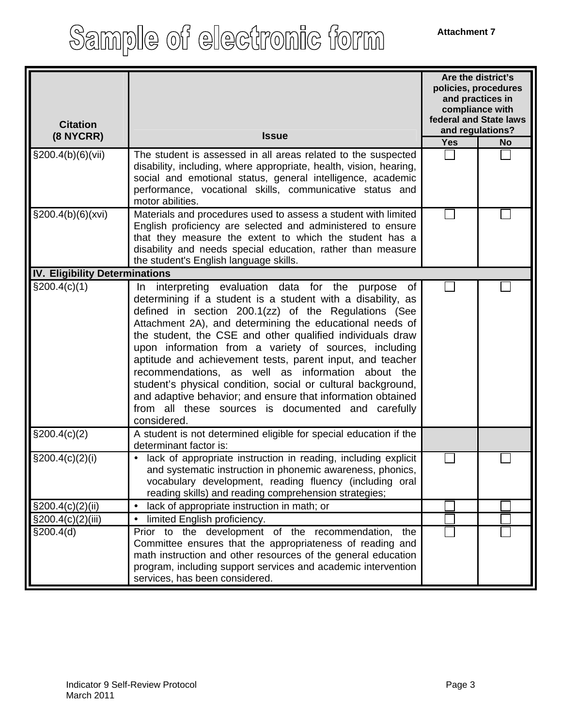# Sample of electronic form

**Attachment 7**

| Citation (8 NYCRR) | Issue | Are the district's policies, procedures and practices in compliance with federal and State laws and regulations? | |
|---|---|---|---|
| | | Yes | No |
| §200.4(b)(6)(vii) | The student is assessed in all areas related to the suspected disability, including, where appropriate, health, vision, hearing, social and emotional status, general intelligence, academic performance, vocational skills, communicative status and motor abilities. | ☐ | ☐ |
| §200.4(b)(6)(xvi) | Materials and procedures used to assess a student with limited English proficiency are selected and administered to ensure that they measure the extent to which the student has a disability and needs special education, rather than measure the student's English language skills. | ☐ | ☐ |
| **IV. Eligibility Determinations** | | | |
| §200.4(c)(1) | In interpreting evaluation data for the purpose of determining if a student is a student with a disability, as defined in section 200.1(zz) of the Regulations (See Attachment 2A), and determining the educational needs of the student, the CSE and other qualified individuals draw upon information from a variety of sources, including aptitude and achievement tests, parent input, and teacher recommendations, as well as information about the student's physical condition, social or cultural background, and adaptive behavior; and ensure that information obtained from all these sources is documented and carefully considered. | ☐ | ☐ |
| §200.4(c)(2) | A student is not determined eligible for special education if the determinant factor is: | | |
| §200.4(c)(2)(i) | • lack of appropriate instruction in reading, including explicit and systematic instruction in phonemic awareness, phonics, vocabulary development, reading fluency (including oral reading skills) and reading comprehension strategies; | ☐ | ☐ |
| §200.4(c)(2)(ii) | • lack of appropriate instruction in math; or | ☐ | ☐ |
| §200.4(c)(2)(iii) | • limited English proficiency. | ☐ | ☐ |
| §200.4(d) | Prior to the development of the recommendation, the Committee ensures that the appropriateness of reading and math instruction and other resources of the general education program, including support services and academic intervention services, has been considered. | ☐ | ☐ |